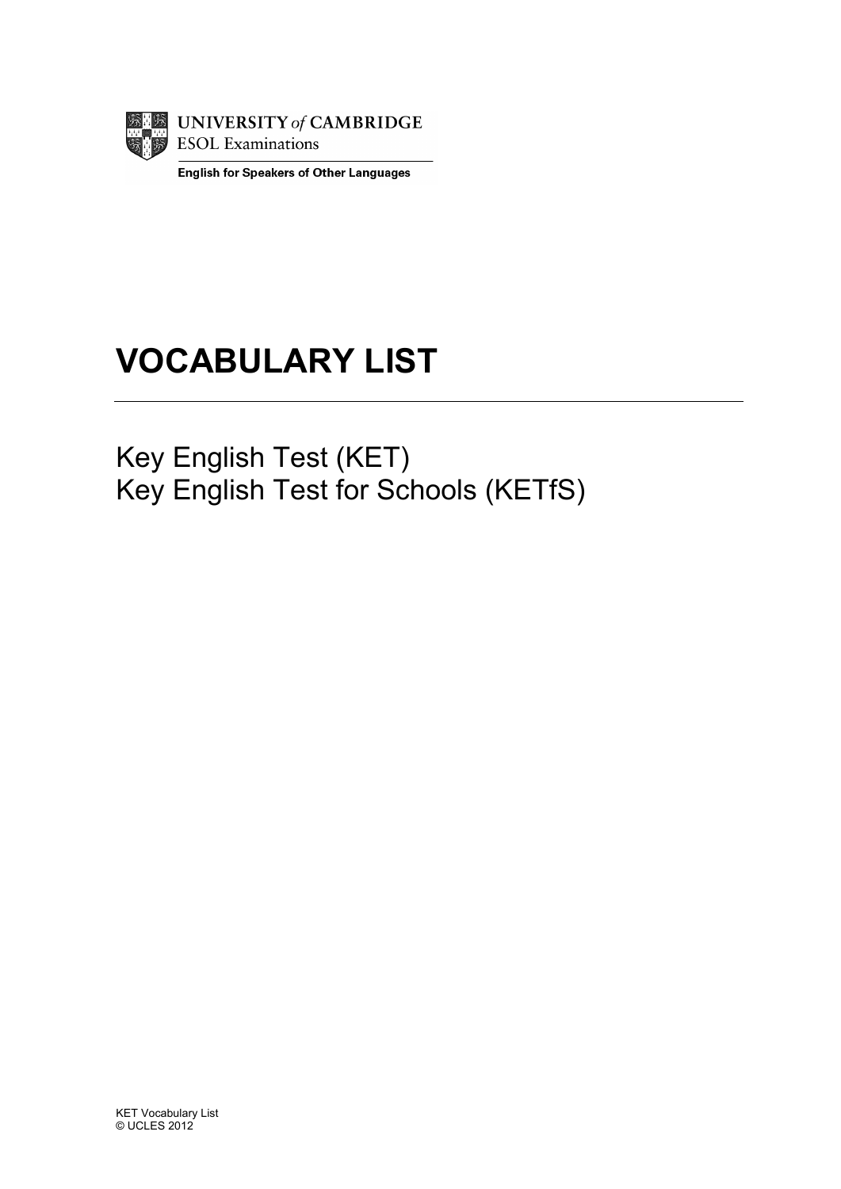UNIVERSITY *of* CAMBRIDGE
ESOL Examinations

**English for Speakers of Other Languages**

# VOCABULARY LIST

Key English Test (KET)
Key English Test for Schools (KETfS)

KET Vocabulary List
© UCLES 2012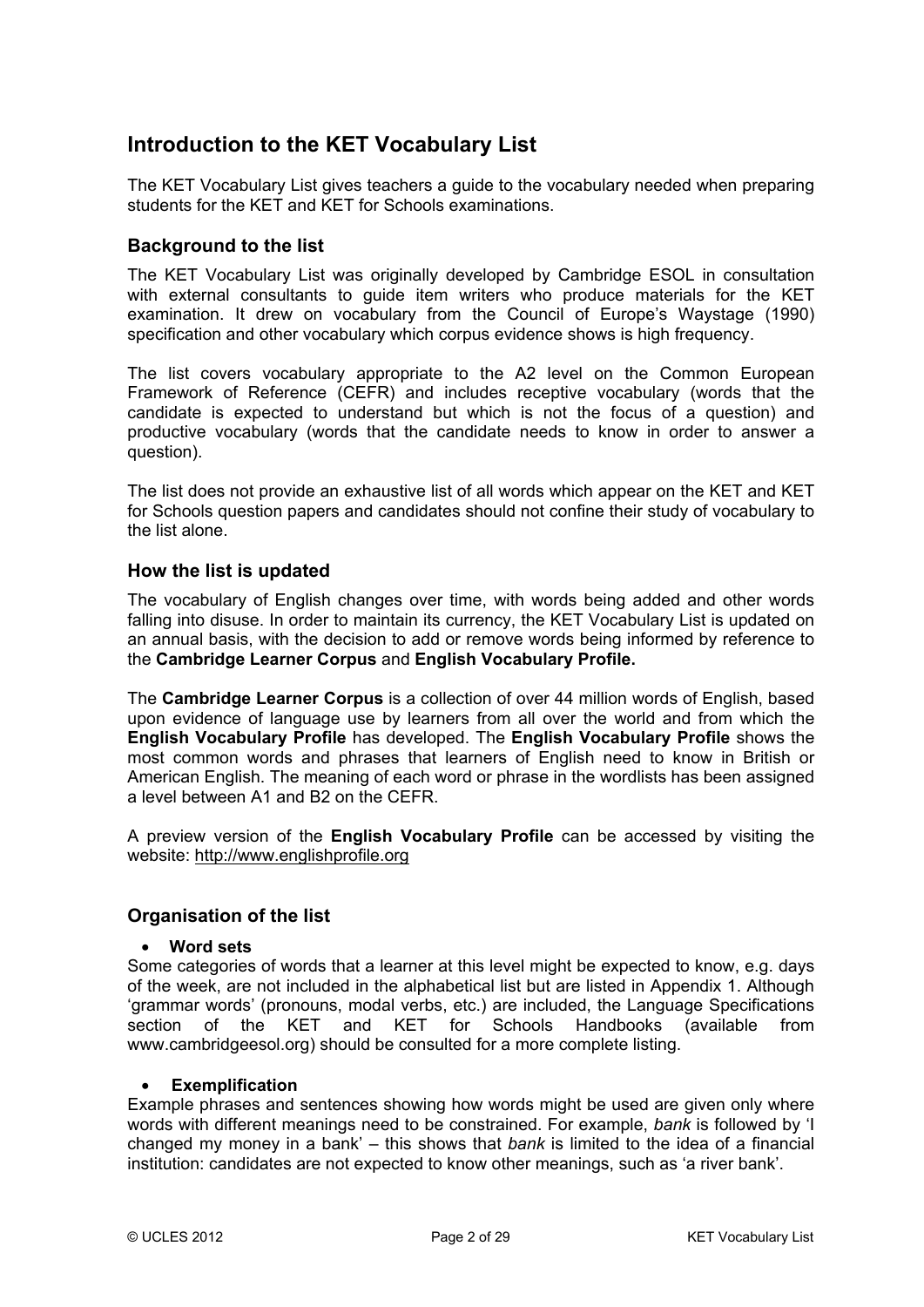## Introduction to the KET Vocabulary List

The KET Vocabulary List gives teachers a guide to the vocabulary needed when preparing students for the KET and KET for Schools examinations.

### Background to the list

The KET Vocabulary List was originally developed by Cambridge ESOL in consultation with external consultants to guide item writers who produce materials for the KET examination. It drew on vocabulary from the Council of Europe's Waystage (1990) specification and other vocabulary which corpus evidence shows is high frequency.

The list covers vocabulary appropriate to the A2 level on the Common European Framework of Reference (CEFR) and includes receptive vocabulary (words that the candidate is expected to understand but which is not the focus of a question) and productive vocabulary (words that the candidate needs to know in order to answer a question).

The list does not provide an exhaustive list of all words which appear on the KET and KET for Schools question papers and candidates should not confine their study of vocabulary to the list alone.

### How the list is updated

The vocabulary of English changes over time, with words being added and other words falling into disuse. In order to maintain its currency, the KET Vocabulary List is updated on an annual basis, with the decision to add or remove words being informed by reference to the **Cambridge Learner Corpus** and **English Vocabulary Profile.**

The **Cambridge Learner Corpus** is a collection of over 44 million words of English, based upon evidence of language use by learners from all over the world and from which the **English Vocabulary Profile** has developed. The **English Vocabulary Profile** shows the most common words and phrases that learners of English need to know in British or American English. The meaning of each word or phrase in the wordlists has been assigned a level between A1 and B2 on the CEFR.

A preview version of the **English Vocabulary Profile** can be accessed by visiting the website: http://www.englishprofile.org

### Organisation of the list

- **Word sets**

Some categories of words that a learner at this level might be expected to know, e.g. days of the week, are not included in the alphabetical list but are listed in Appendix 1. Although 'grammar words' (pronouns, modal verbs, etc.) are included, the Language Specifications section of the KET and KET for Schools Handbooks (available from www.cambridgeesol.org) should be consulted for a more complete listing.

- **Exemplification**

Example phrases and sentences showing how words might be used are given only where words with different meanings need to be constrained. For example, *bank* is followed by 'I changed my money in a bank' – this shows that *bank* is limited to the idea of a financial institution: candidates are not expected to know other meanings, such as 'a river bank'.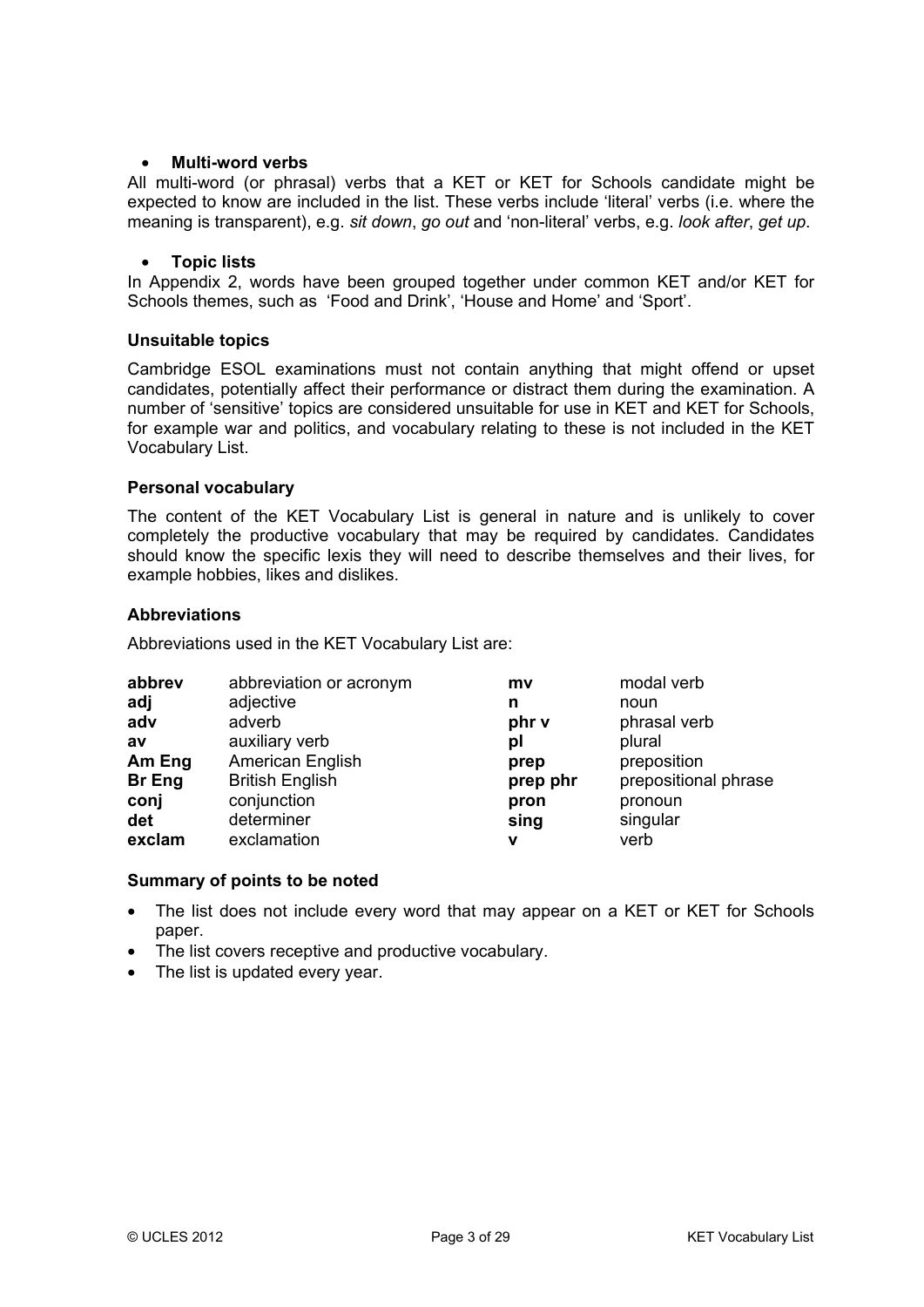- **Multi-word verbs**

All multi-word (or phrasal) verbs that a KET or KET for Schools candidate might be expected to know are included in the list. These verbs include 'literal' verbs (i.e. where the meaning is transparent), e.g. *sit down*, *go out* and 'non-literal' verbs, e.g. *look after*, *get up*.

- **Topic lists**

In Appendix 2, words have been grouped together under common KET and/or KET for Schools themes, such as 'Food and Drink', 'House and Home' and 'Sport'.

**Unsuitable topics**

Cambridge ESOL examinations must not contain anything that might offend or upset candidates, potentially affect their performance or distract them during the examination. A number of 'sensitive' topics are considered unsuitable for use in KET and KET for Schools, for example war and politics, and vocabulary relating to these is not included in the KET Vocabulary List.

**Personal vocabulary**

The content of the KET Vocabulary List is general in nature and is unlikely to cover completely the productive vocabulary that may be required by candidates. Candidates should know the specific lexis they will need to describe themselves and their lives, for example hobbies, likes and dislikes.

**Abbreviations**

Abbreviations used in the KET Vocabulary List are:

| | | | |
|---|---|---|---|
| **abbrev** | abbreviation or acronym | **mv** | modal verb |
| **adj** | adjective | **n** | noun |
| **adv** | adverb | **phr v** | phrasal verb |
| **av** | auxiliary verb | **pl** | plural |
| **Am Eng** | American English | **prep** | preposition |
| **Br Eng** | British English | **prep phr** | prepositional phrase |
| **conj** | conjunction | **pron** | pronoun |
| **det** | determiner | **sing** | singular |
| **exclam** | exclamation | **v** | verb |

**Summary of points to be noted**

- The list does not include every word that may appear on a KET or KET for Schools paper.
- The list covers receptive and productive vocabulary.
- The list is updated every year.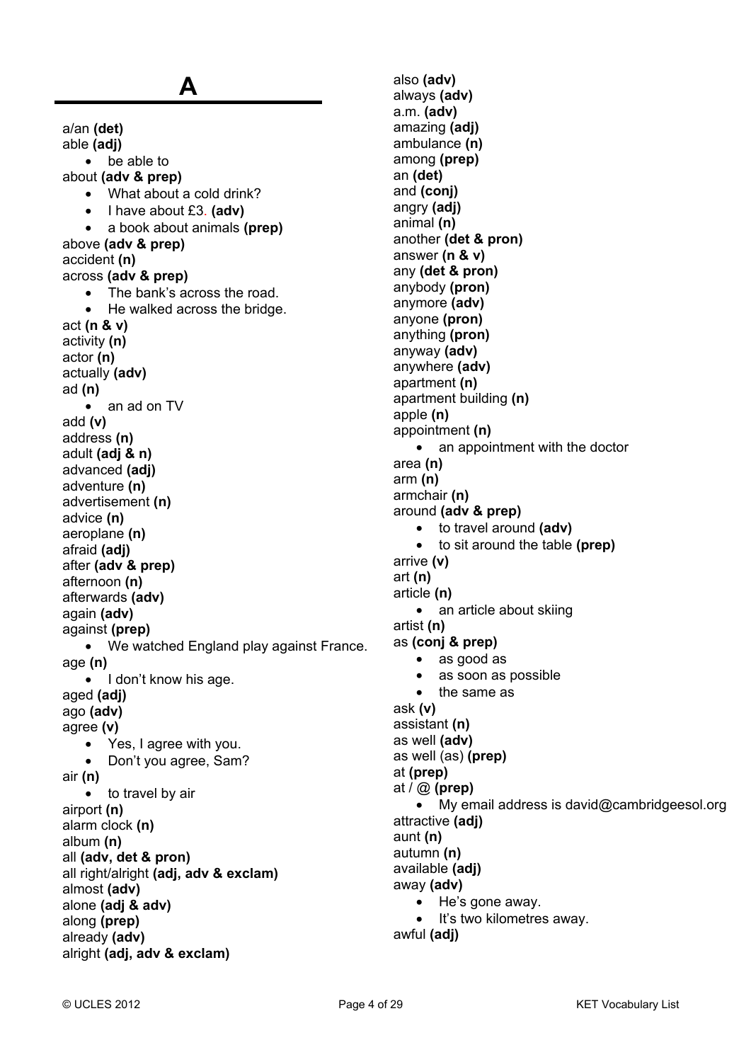# A

a/an **(det)**
able **(adj)**

- be able to

about **(adv & prep)**

- What about a cold drink?
- I have about £3. **(adv)**
- a book about animals **(prep)**

above **(adv & prep)**
accident **(n)**
across **(adv & prep)**

- The bank's across the road.
- He walked across the bridge.

act **(n & v)**
activity **(n)**
actor **(n)**
actually **(adv)**
ad **(n)**

- an ad on TV

add **(v)**
address **(n)**
adult **(adj & n)**
advanced **(adj)**
adventure **(n)**
advertisement **(n)**
advice **(n)**
aeroplane **(n)**
afraid **(adj)**
after **(adv & prep)**
afternoon **(n)**
afterwards **(adv)**
again **(adv)**
against **(prep)**

- We watched England play against France.

age **(n)**

- I don't know his age.

aged **(adj)**
ago **(adv)**
agree **(v)**

- Yes, I agree with you.
- Don't you agree, Sam?

air **(n)**

- to travel by air

airport **(n)**
alarm clock **(n)**
album **(n)**
all **(adv, det & pron)**
all right/alright **(adj, adv & exclam)**
almost **(adv)**
alone **(adj & adv)**
along **(prep)**
already **(adv)**
alright **(adj, adv & exclam)**
also **(adv)**
always **(adv)**
a.m. **(adv)**
amazing **(adj)**
ambulance **(n)**
among **(prep)**
an **(det)**
and **(conj)**
angry **(adj)**
animal **(n)**
another **(det & pron)**
answer **(n & v)**
any **(det & pron)**
anybody **(pron)**
anymore **(adv)**
anyone **(pron)**
anything **(pron)**
anyway **(adv)**
anywhere **(adv)**
apartment **(n)**
apartment building **(n)**
apple **(n)**
appointment **(n)**

- an appointment with the doctor

area **(n)**
arm **(n)**
armchair **(n)**
around **(adv & prep)**

- to travel around **(adv)**
- to sit around the table **(prep)**

arrive **(v)**
art **(n)**
article **(n)**

- an article about skiing

artist **(n)**
as **(conj & prep)**

- as good as
- as soon as possible
- the same as

ask **(v)**
assistant **(n)**
as well **(adv)**
as well (as) **(prep)**
at **(prep)**
at / @ **(prep)**

- My email address is david@cambridgeesol.org

attractive **(adj)**
aunt **(n)**
autumn **(n)**
available **(adj)**
away **(adv)**

- He's gone away.
- It's two kilometres away.

awful **(adj)**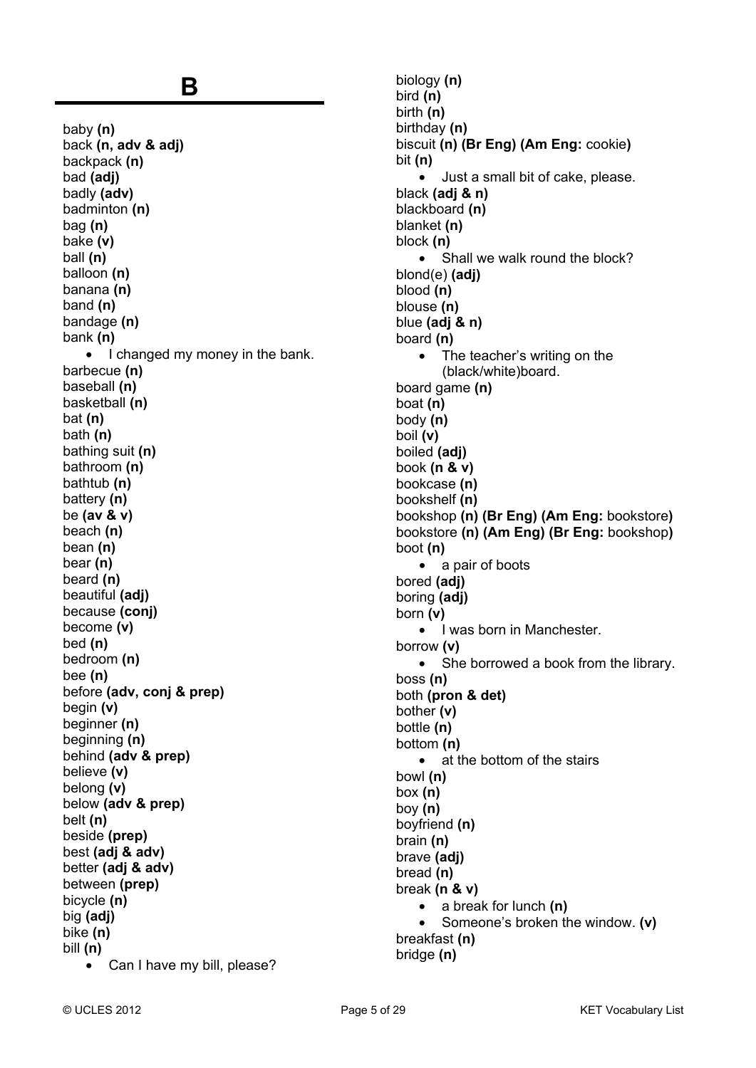# B

baby **(n)**
back **(n, adv & adj)**
backpack **(n)**
bad **(adj)**
badly **(adv)**
badminton **(n)**
bag **(n)**
bake **(v)**
ball **(n)**
balloon **(n)**
banana **(n)**
band **(n)**
bandage **(n)**
bank **(n)**

- I changed my money in the bank.

barbecue **(n)**
baseball **(n)**
basketball **(n)**
bat **(n)**
bath **(n)**
bathing suit **(n)**
bathroom **(n)**
bathtub **(n)**
battery **(n)**
be **(av & v)**
beach **(n)**
bean **(n)**
bear **(n)**
beard **(n)**
beautiful **(adj)**
because **(conj)**
become **(v)**
bed **(n)**
bedroom **(n)**
bee **(n)**
before **(adv, conj & prep)**
begin **(v)**
beginner **(n)**
beginning **(n)**
behind **(adv & prep)**
believe **(v)**
belong **(v)**
below **(adv & prep)**
belt **(n)**
beside **(prep)**
best **(adj & adv)**
better **(adj & adv)**
between **(prep)**
bicycle **(n)**
big **(adj)**
bike **(n)**
bill **(n)**

- Can I have my bill, please?

biology **(n)**
bird **(n)**
birth **(n)**
birthday **(n)**
biscuit **(n) (Br Eng) (Am Eng:** cookie**)**
bit **(n)**

- Just a small bit of cake, please.

black **(adj & n)**
blackboard **(n)**
blanket **(n)**
block **(n)**

- Shall we walk round the block?

blond(e) **(adj)**
blood **(n)**
blouse **(n)**
blue **(adj & n)**
board **(n)**

- The teacher's writing on the (black/white)board.

board game **(n)**
boat **(n)**
body **(n)**
boil **(v)**
boiled **(adj)**
book **(n & v)**
bookcase **(n)**
bookshelf **(n)**
bookshop **(n) (Br Eng) (Am Eng:** bookstore**)**
bookstore **(n) (Am Eng) (Br Eng:** bookshop**)**
boot **(n)**

- a pair of boots

bored **(adj)**
boring **(adj)**
born **(v)**

- I was born in Manchester.

borrow **(v)**

- She borrowed a book from the library.

boss **(n)**
both **(pron & det)**
bother **(v)**
bottle **(n)**
bottom **(n)**

- at the bottom of the stairs

bowl **(n)**
box **(n)**
boy **(n)**
boyfriend **(n)**
brain **(n)**
brave **(adj)**
bread **(n)**
break **(n & v)**

- a break for lunch **(n)**
- Someone's broken the window. **(v)**

breakfast **(n)**
bridge **(n)**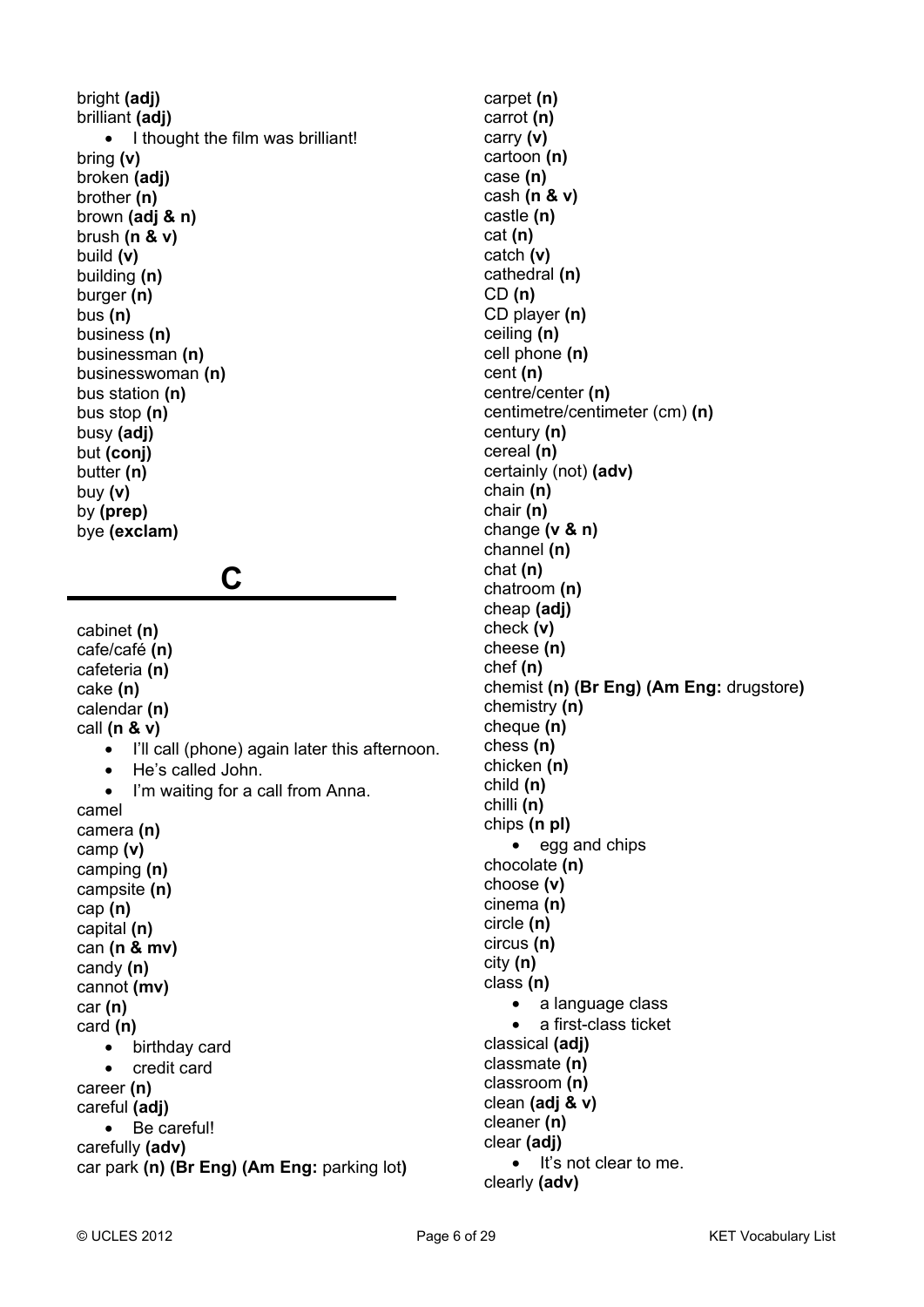bright **(adj)**
brilliant **(adj)**

- I thought the film was brilliant!

bring **(v)**
broken **(adj)**
brother **(n)**
brown **(adj & n)**
brush **(n & v)**
build **(v)**
building **(n)**
burger **(n)**
bus **(n)**
business **(n)**
businessman **(n)**
businesswoman **(n)**
bus station **(n)**
bus stop **(n)**
busy **(adj)**
but **(conj)**
butter **(n)**
buy **(v)**
by **(prep)**
bye **(exclam)**

# C

cabinet **(n)**
cafe/café **(n)**
cafeteria **(n)**
cake **(n)**
calendar **(n)**
call **(n & v)**

- I'll call (phone) again later this afternoon.
- He's called John.
- I'm waiting for a call from Anna.

camel
camera **(n)**
camp **(v)**
camping **(n)**
campsite **(n)**
cap **(n)**
capital **(n)**
can **(n & mv)**
candy **(n)**
cannot **(mv)**
car **(n)**
card **(n)**

- birthday card
- credit card

career **(n)**
careful **(adj)**

- Be careful!

carefully **(adv)**
car park **(n) (Br Eng) (Am Eng:** parking lot**)**
carpet **(n)**
carrot **(n)**
carry **(v)**
cartoon **(n)**
case **(n)**
cash **(n & v)**
castle **(n)**
cat **(n)**
catch **(v)**
cathedral **(n)**
CD **(n)**
CD player **(n)**
ceiling **(n)**
cell phone **(n)**
cent **(n)**
centre/center **(n)**
centimetre/centimeter (cm) **(n)**
century **(n)**
cereal **(n)**
certainly (not) **(adv)**
chain **(n)**
chair **(n)**
change **(v & n)**
channel **(n)**
chat **(n)**
chatroom **(n)**
cheap **(adj)**
check **(v)**
cheese **(n)**
chef **(n)**
chemist **(n) (Br Eng) (Am Eng:** drugstore**)**
chemistry **(n)**
cheque **(n)**
chess **(n)**
chicken **(n)**
child **(n)**
chilli **(n)**
chips **(n pl)**

- egg and chips

chocolate **(n)**
choose **(v)**
cinema **(n)**
circle **(n)**
circus **(n)**
city **(n)**
class **(n)**

- a language class
- a first-class ticket

classical **(adj)**
classmate **(n)**
classroom **(n)**
clean **(adj & v)**
cleaner **(n)**
clear **(adj)**

- It's not clear to me.

clearly **(adv)**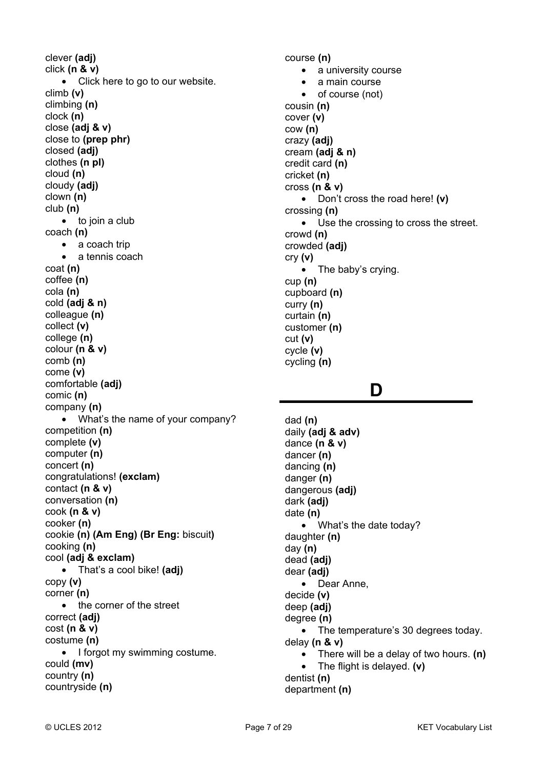clever **(adj)**
click **(n & v)**

- Click here to go to our website.

climb **(v)**
climbing **(n)**
clock **(n)**
close **(adj & v)**
close to **(prep phr)**
closed **(adj)**
clothes **(n pl)**
cloud **(n)**
cloudy **(adj)**
clown **(n)**
club **(n)**

- to join a club

coach **(n)**

- a coach trip
- a tennis coach

coat **(n)**
coffee **(n)**
cola **(n)**
cold **(adj & n)**
colleague **(n)**
collect **(v)**
college **(n)**
colour **(n & v)**
comb **(n)**
come **(v)**
comfortable **(adj)**
comic **(n)**
company **(n)**

- What's the name of your company?

competition **(n)**
complete **(v)**
computer **(n)**
concert **(n)**
congratulations! **(exclam)**
contact **(n & v)**
conversation **(n)**
cook **(n & v)**
cooker **(n)**
cookie **(n) (Am Eng) (Br Eng:** biscuit**)**
cooking **(n)**
cool **(adj & exclam)**

- That's a cool bike! **(adj)**

copy **(v)**
corner **(n)**

- the corner of the street

correct **(adj)**
cost **(n & v)**
costume **(n)**

- I forgot my swimming costume.

could **(mv)**
country **(n)**
countryside **(n)**
course **(n)**

- a university course
- a main course
- of course (not)

cousin **(n)**
cover **(v)**
cow **(n)**
crazy **(adj)**
cream **(adj & n)**
credit card **(n)**
cricket **(n)**
cross **(n & v)**

- Don't cross the road here! **(v)**

crossing **(n)**

- Use the crossing to cross the street.

crowd **(n)**
crowded **(adj)**
cry **(v)**

- The baby's crying.

cup **(n)**
cupboard **(n)**
curry **(n)**
curtain **(n)**
customer **(n)**
cut **(v)**
cycle **(v)**
cycling **(n)**

# D

dad **(n)**
daily **(adj & adv)**
dance **(n & v)**
dancer **(n)**
dancing **(n)**
danger **(n)**
dangerous **(adj)**
dark **(adj)**
date **(n)**

- What's the date today?

daughter **(n)**
day **(n)**
dead **(adj)**
dear **(adj)**

- Dear Anne,

decide **(v)**
deep **(adj)**
degree **(n)**

- The temperature's 30 degrees today.

delay **(n & v)**

- There will be a delay of two hours. **(n)**
- The flight is delayed. **(v)**

dentist **(n)**
department **(n)**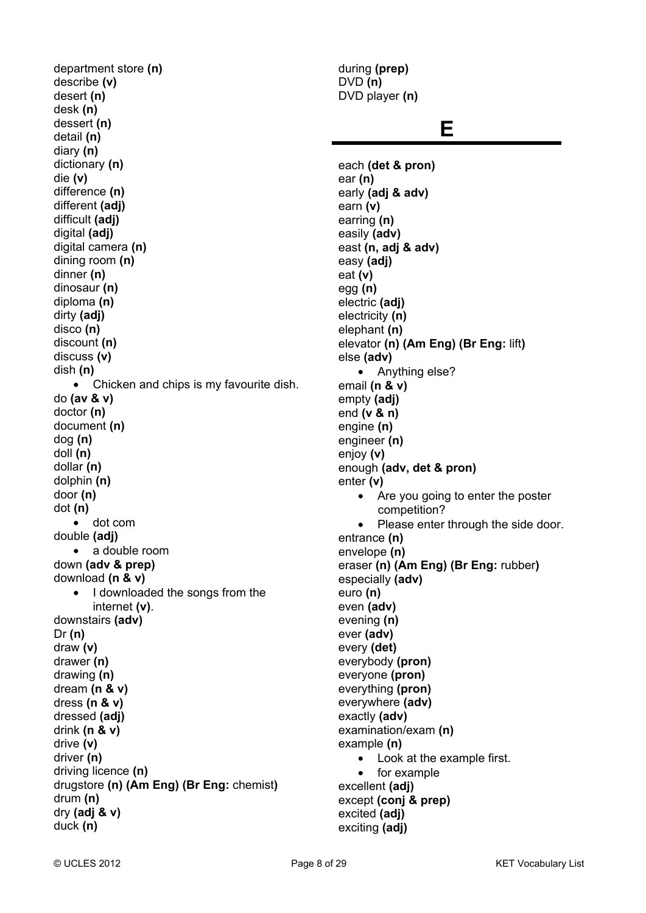department store **(n)**
describe **(v)**
desert **(n)**
desk **(n)**
dessert **(n)**
detail **(n)**
diary **(n)**
dictionary **(n)**
die **(v)**
difference **(n)**
different **(adj)**
difficult **(adj)**
digital **(adj)**
digital camera **(n)**
dining room **(n)**
dinner **(n)**
dinosaur **(n)**
diploma **(n)**
dirty **(adj)**
disco **(n)**
discount **(n)**
discuss **(v)**
dish **(n)**

- Chicken and chips is my favourite dish.

do **(av & v)**
doctor **(n)**
document **(n)**
dog **(n)**
doll **(n)**
dollar **(n)**
dolphin **(n)**
door **(n)**
dot **(n)**

- dot com

double **(adj)**

- a double room

down **(adv & prep)**
download **(n & v)**

- I downloaded the songs from the internet **(v)**.

downstairs **(adv)**
Dr **(n)**
draw **(v)**
drawer **(n)**
drawing **(n)**
dream **(n & v)**
dress **(n & v)**
dressed **(adj)**
drink **(n & v)**
drive **(v)**
driver **(n)**
driving licence **(n)**
drugstore **(n) (Am Eng) (Br Eng:** chemist**)**
drum **(n)**
dry **(adj & v)**
duck **(n)**
during **(prep)**
DVD **(n)**
DVD player **(n)**

# E

each **(det & pron)**
ear **(n)**
early **(adj & adv)**
earn **(v)**
earring **(n)**
easily **(adv)**
east **(n, adj & adv)**
easy **(adj)**
eat **(v)**
egg **(n)**
electric **(adj)**
electricity **(n)**
elephant **(n)**
elevator **(n) (Am Eng) (Br Eng:** lift**)**
else **(adv)**

- Anything else?

email **(n & v)**
empty **(adj)**
end **(v & n)**
engine **(n)**
engineer **(n)**
enjoy **(v)**
enough **(adv, det & pron)**
enter **(v)**

- Are you going to enter the poster competition?
- Please enter through the side door.

entrance **(n)**
envelope **(n)**
eraser **(n) (Am Eng) (Br Eng:** rubber**)**
especially **(adv)**
euro **(n)**
even **(adv)**
evening **(n)**
ever **(adv)**
every **(det)**
everybody **(pron)**
everyone **(pron)**
everything **(pron)**
everywhere **(adv)**
exactly **(adv)**
examination/exam **(n)**
example **(n)**

- Look at the example first.
- for example

excellent **(adj)**
except **(conj & prep)**
excited **(adj)**
exciting **(adj)**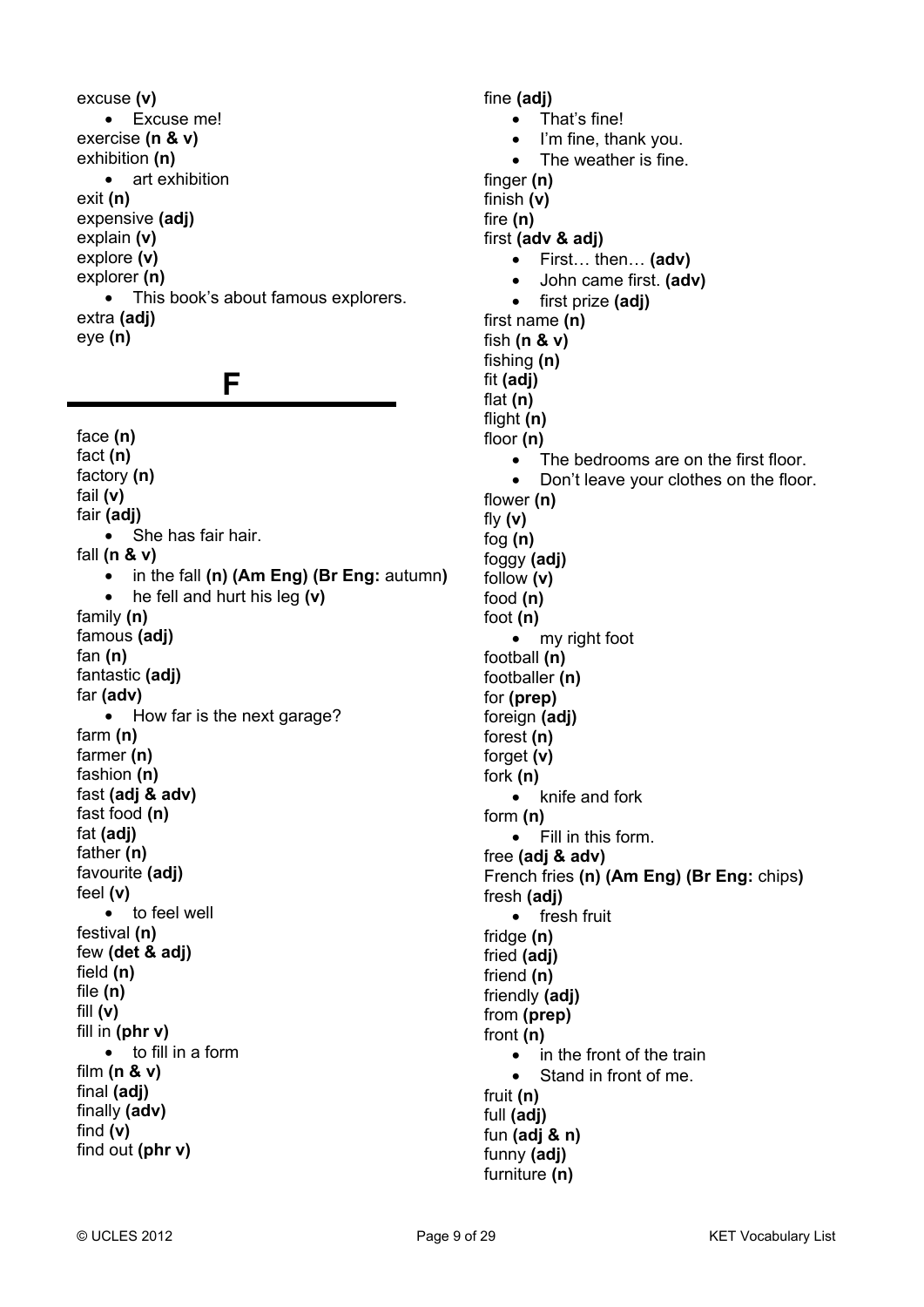excuse **(v)**
- Excuse me!

exercise **(n & v)**
exhibition **(n)**
- art exhibition

exit **(n)**
expensive **(adj)**
explain **(v)**
explore **(v)**
explorer **(n)**
- This book's about famous explorers.

extra **(adj)**
eye **(n)**

## F

face **(n)**
fact **(n)**
factory **(n)**
fail **(v)**
fair **(adj)**
- She has fair hair.

fall **(n & v)**
- in the fall **(n) (Am Eng) (Br Eng:** autumn**)**
- he fell and hurt his leg **(v)**

family **(n)**
famous **(adj)**
fan **(n)**
fantastic **(adj)**
far **(adv)**
- How far is the next garage?

farm **(n)**
farmer **(n)**
fashion **(n)**
fast **(adj & adv)**
fast food **(n)**
fat **(adj)**
father **(n)**
favourite **(adj)**
feel **(v)**
- to feel well

festival **(n)**
few **(det & adj)**
field **(n)**
file **(n)**
fill **(v)**
fill in **(phr v)**
- to fill in a form

film **(n & v)**
final **(adj)**
finally **(adv)**
find **(v)**
find out **(phr v)**
fine **(adj)**
- That's fine!
- I'm fine, thank you.
- The weather is fine.

finger **(n)**
finish **(v)**
fire **(n)**
first **(adv & adj)**
- First… then… **(adv)**
- John came first. **(adv)**
- first prize **(adj)**

first name **(n)**
fish **(n & v)**
fishing **(n)**
fit **(adj)**
flat **(n)**
flight **(n)**
floor **(n)**
- The bedrooms are on the first floor.
- Don't leave your clothes on the floor.

flower **(n)**
fly **(v)**
fog **(n)**
foggy **(adj)**
follow **(v)**
food **(n)**
foot **(n)**
- my right foot

football **(n)**
footballer **(n)**
for **(prep)**
foreign **(adj)**
forest **(n)**
forget **(v)**
fork **(n)**
- knife and fork

form **(n)**
- Fill in this form.

free **(adj & adv)**
French fries **(n) (Am Eng) (Br Eng:** chips**)**
fresh **(adj)**
- fresh fruit

fridge **(n)**
fried **(adj)**
friend **(n)**
friendly **(adj)**
from **(prep)**
front **(n)**
- in the front of the train
- Stand in front of me.

fruit **(n)**
full **(adj)**
fun **(adj & n)**
funny **(adj)**
furniture **(n)**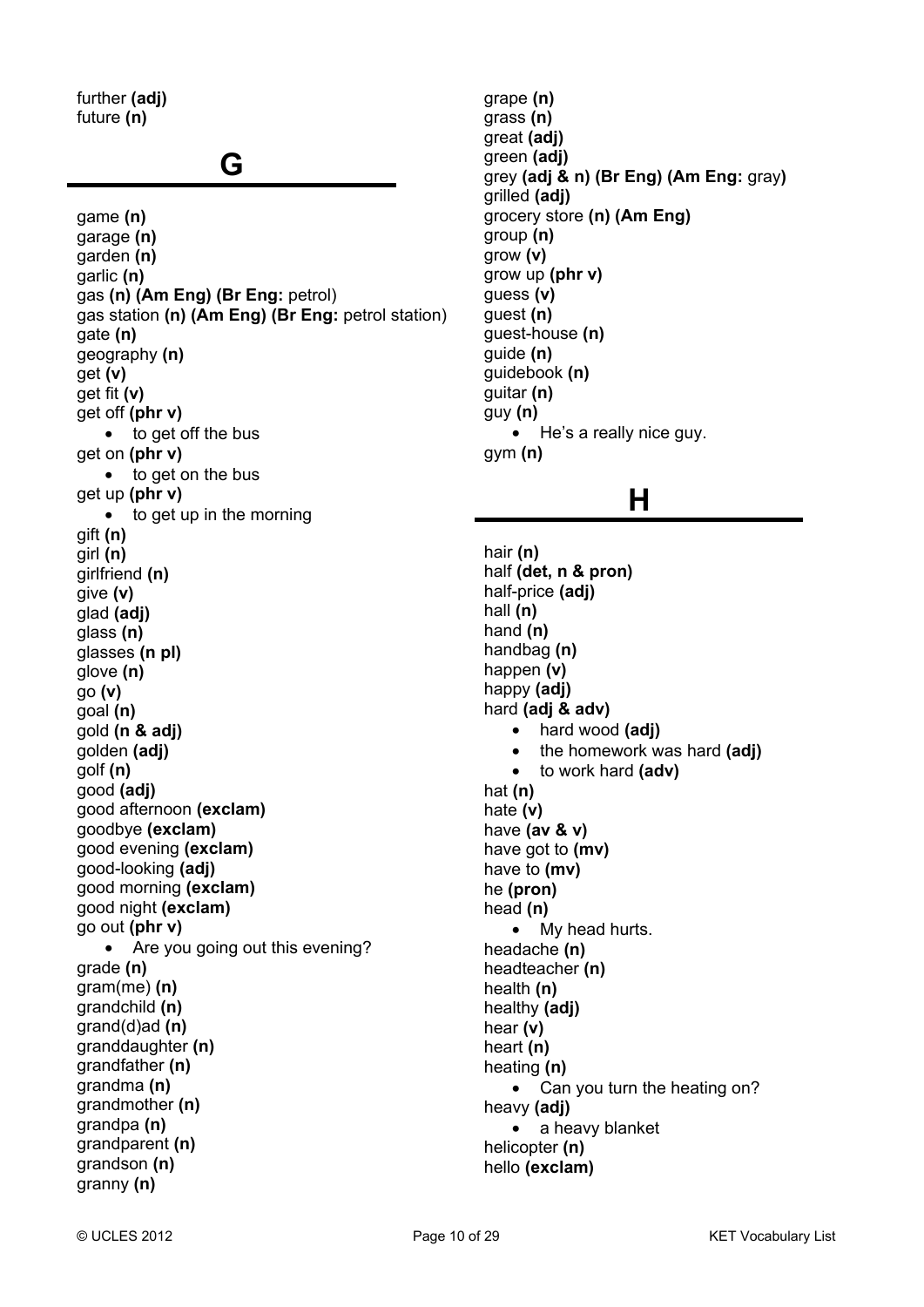further **(adj)**
future **(n)**

## G

game **(n)**
garage **(n)**
garden **(n)**
garlic **(n)**
gas **(n) (Am Eng) (Br Eng:** petrol)
gas station **(n) (Am Eng) (Br Eng:** petrol station)
gate **(n)**
geography **(n)**
get **(v)**
get fit **(v)**
get off **(phr v)**

- to get off the bus

get on **(phr v)**

- to get on the bus

get up **(phr v)**

- to get up in the morning

gift **(n)**
girl **(n)**
girlfriend **(n)**
give **(v)**
glad **(adj)**
glass **(n)**
glasses **(n pl)**
glove **(n)**
go **(v)**
goal **(n)**
gold **(n & adj)**
golden **(adj)**
golf **(n)**
good **(adj)**
good afternoon **(exclam)**
goodbye **(exclam)**
good evening **(exclam)**
good-looking **(adj)**
good morning **(exclam)**
good night **(exclam)**
go out **(phr v)**

- Are you going out this evening?

grade **(n)**
gram(me) **(n)**
grandchild **(n)**
grand(d)ad **(n)**
granddaughter **(n)**
grandfather **(n)**
grandma **(n)**
grandmother **(n)**
grandpa **(n)**
grandparent **(n)**
grandson **(n)**
granny **(n)**
grape **(n)**
grass **(n)**
great **(adj)**
green **(adj)**
grey **(adj & n) (Br Eng) (Am Eng:** gray**)**
grilled **(adj)**
grocery store **(n) (Am Eng)**
group **(n)**
grow **(v)**
grow up **(phr v)**
guess **(v)**
guest **(n)**
guest-house **(n)**
guide **(n)**
guidebook **(n)**
guitar **(n)**
guy **(n)**

- He's a really nice guy.

gym **(n)**

## H

hair **(n)**
half **(det, n & pron)**
half-price **(adj)**
hall **(n)**
hand **(n)**
handbag **(n)**
happen **(v)**
happy **(adj)**
hard **(adj & adv)**

- hard wood **(adj)**
- the homework was hard **(adj)**
- to work hard **(adv)**

hat **(n)**
hate **(v)**
have **(av & v)**
have got to **(mv)**
have to **(mv)**
he **(pron)**
head **(n)**

- My head hurts.

headache **(n)**
headteacher **(n)**
health **(n)**
healthy **(adj)**
hear **(v)**
heart **(n)**
heating **(n)**

- Can you turn the heating on?

heavy **(adj)**

- a heavy blanket

helicopter **(n)**
hello **(exclam)**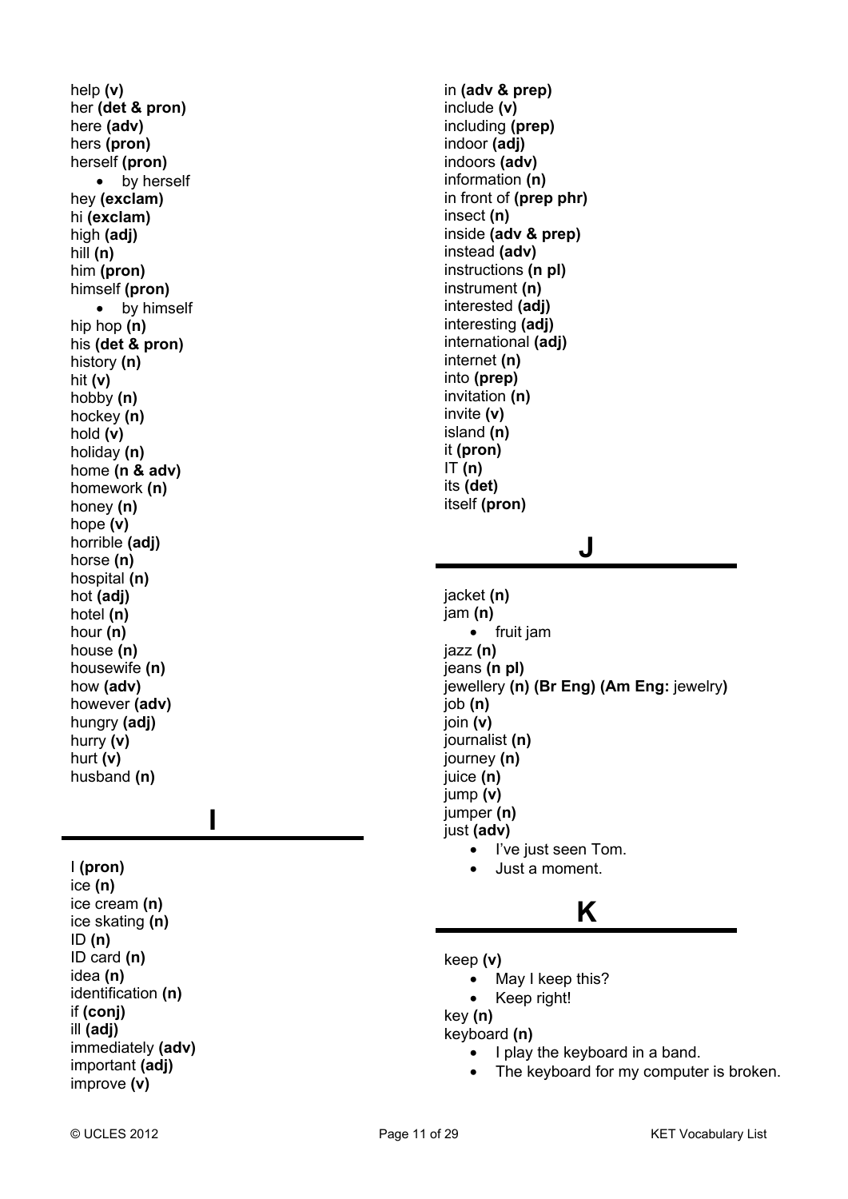help **(v)**
her **(det & pron)**
here **(adv)**
hers **(pron)**
herself **(pron)**
- by herself

hey **(exclam)**
hi **(exclam)**
high **(adj)**
hill **(n)**
him **(pron)**
himself **(pron)**
- by himself

hip hop **(n)**
his **(det & pron)**
history **(n)**
hit **(v)**
hobby **(n)**
hockey **(n)**
hold **(v)**
holiday **(n)**
home **(n & adv)**
homework **(n)**
honey **(n)**
hope **(v)**
horrible **(adj)**
horse **(n)**
hospital **(n)**
hot **(adj)**
hotel **(n)**
hour **(n)**
house **(n)**
housewife **(n)**
how **(adv)**
however **(adv)**
hungry **(adj)**
hurry **(v)**
hurt **(v)**
husband **(n)**

# I

I **(pron)**
ice **(n)**
ice cream **(n)**
ice skating **(n)**
ID **(n)**
ID card **(n)**
idea **(n)**
identification **(n)**
if **(conj)**
ill **(adj)**
immediately **(adv)**
important **(adj)**
improve **(v)**
in **(adv & prep)**
include **(v)**
including **(prep)**
indoor **(adj)**
indoors **(adv)**
information **(n)**
in front of **(prep phr)**
insect **(n)**
inside **(adv & prep)**
instead **(adv)**
instructions **(n pl)**
instrument **(n)**
interested **(adj)**
interesting **(adj)**
international **(adj)**
internet **(n)**
into **(prep)**
invitation **(n)**
invite **(v)**
island **(n)**
it **(pron)**
IT **(n)**
its **(det)**
itself **(pron)**

# J

jacket **(n)**
jam **(n)**
- fruit jam

jazz **(n)**
jeans **(n pl)**
jewellery **(n) (Br Eng) (Am Eng:** jewelry**)**
job **(n)**
join **(v)**
journalist **(n)**
journey **(n)**
juice **(n)**
jump **(v)**
jumper **(n)**
just **(adv)**
- I've just seen Tom.
- Just a moment.

# K

keep **(v)**
- May I keep this?
- Keep right!

key **(n)**
keyboard **(n)**
- I play the keyboard in a band.
- The keyboard for my computer is broken.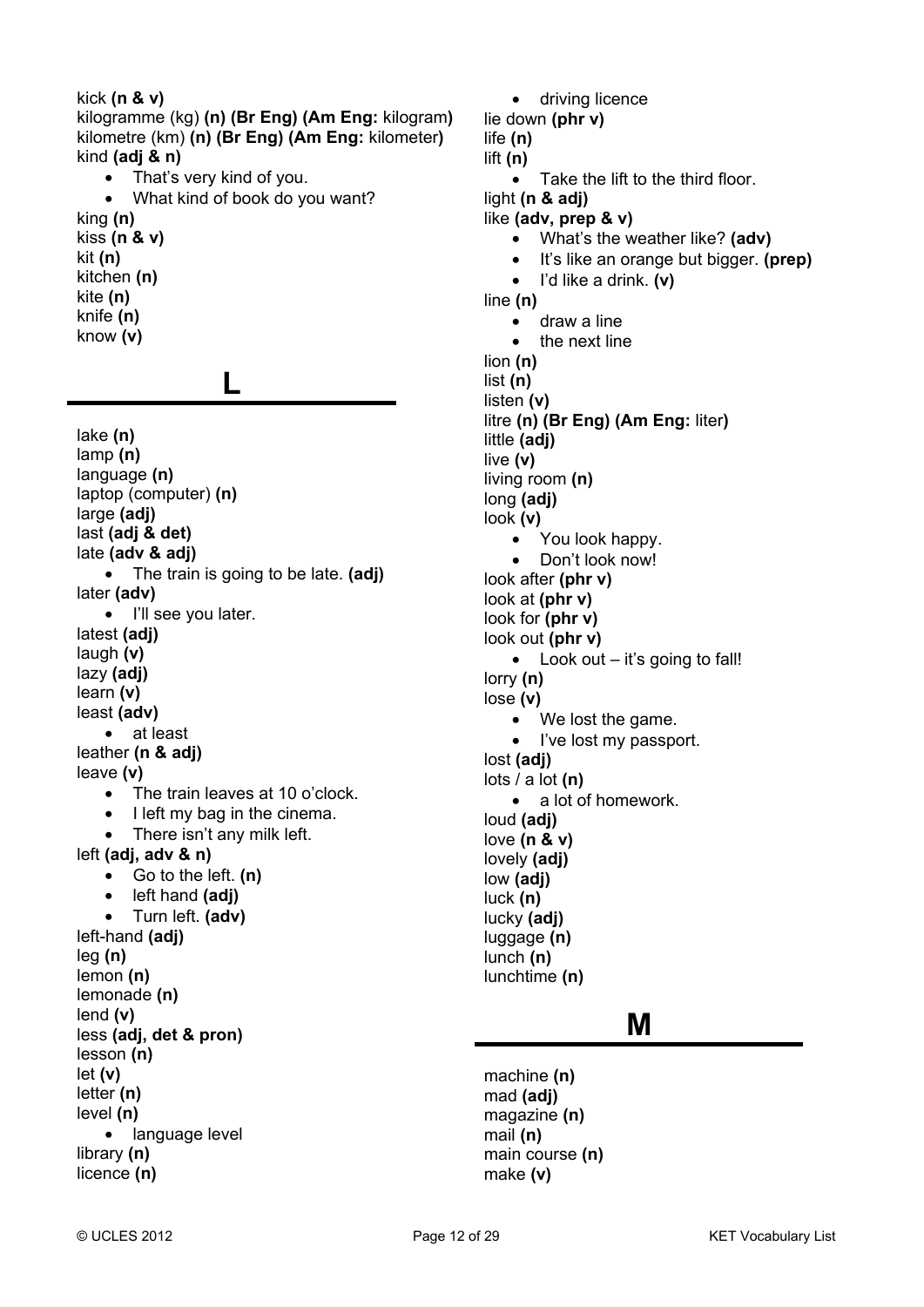kick **(n & v)**
kilogramme (kg) **(n) (Br Eng) (Am Eng:** kilogram**)**
kilometre (km) **(n) (Br Eng) (Am Eng:** kilometer**)**
kind **(adj & n)**

- That's very kind of you.
- What kind of book do you want?

king **(n)**
kiss **(n & v)**
kit **(n)**
kitchen **(n)**
kite **(n)**
knife **(n)**
know **(v)**

## L

lake **(n)**
lamp **(n)**
language **(n)**
laptop (computer) **(n)**
large **(adj)**
last **(adj & det)**
late **(adv & adj)**

- The train is going to be late. **(adj)**

later **(adv)**

- I'll see you later.

latest **(adj)**
laugh **(v)**
lazy **(adj)**
learn **(v)**
least **(adv)**

- at least

leather **(n & adj)**
leave **(v)**

- The train leaves at 10 o'clock.
- I left my bag in the cinema.
- There isn't any milk left.

left **(adj, adv & n)**

- Go to the left. **(n)**
- left hand **(adj)**
- Turn left. **(adv)**

left-hand **(adj)**
leg **(n)**
lemon **(n)**
lemonade **(n)**
lend **(v)**
less **(adj, det & pron)**
lesson **(n)**
let **(v)**
letter **(n)**
level **(n)**

- language level

library **(n)**
licence **(n)**

- driving licence

lie down **(phr v)**
life **(n)**
lift **(n)**

- Take the lift to the third floor.

light **(n & adj)**
like **(adv, prep & v)**

- What's the weather like? **(adv)**
- It's like an orange but bigger. **(prep)**
- I'd like a drink. **(v)**

line **(n)**

- draw a line
- the next line

lion **(n)**
list **(n)**
listen **(v)**
litre **(n) (Br Eng) (Am Eng:** liter**)**
little **(adj)**
live **(v)**
living room **(n)**
long **(adj)**
look **(v)**

- You look happy.
- Don't look now!

look after **(phr v)**
look at **(phr v)**
look for **(phr v)**
look out **(phr v)**

- Look out – it's going to fall!

lorry **(n)**
lose **(v)**

- We lost the game.
- I've lost my passport.

lost **(adj)**
lots / a lot **(n)**

- a lot of homework.

loud **(adj)**
love **(n & v)**
lovely **(adj)**
low **(adj)**
luck **(n)**
lucky **(adj)**
luggage **(n)**
lunch **(n)**
lunchtime **(n)**

## M

machine **(n)**
mad **(adj)**
magazine **(n)**
mail **(n)**
main course **(n)**
make **(v)**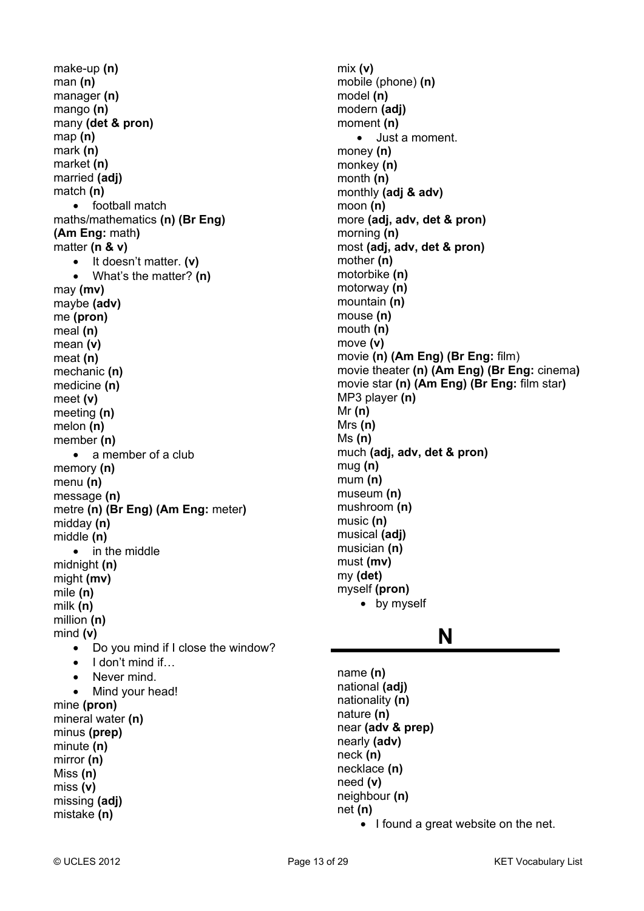make-up **(n)**
man **(n)**
manager **(n)**
mango **(n)**
many **(det & pron)**
map **(n)**
mark **(n)**
market **(n)**
married **(adj)**
match **(n)**

- football match

maths/mathematics **(n) (Br Eng) (Am Eng:** math**)**
matter **(n & v)**

- It doesn't matter. **(v)**
- What's the matter? **(n)**

may **(mv)**
maybe **(adv)**
me **(pron)**
meal **(n)**
mean **(v)**
meat **(n)**
mechanic **(n)**
medicine **(n)**
meet **(v)**
meeting **(n)**
melon **(n)**
member **(n)**

- a member of a club

memory **(n)**
menu **(n)**
message **(n)**
metre **(n) (Br Eng) (Am Eng:** meter**)**
midday **(n)**
middle **(n)**

- in the middle

midnight **(n)**
might **(mv)**
mile **(n)**
milk **(n)**
million **(n)**
mind **(v)**

- Do you mind if I close the window?
- I don't mind if…
- Never mind.
- Mind your head!

mine **(pron)**
mineral water **(n)**
minus **(prep)**
minute **(n)**
mirror **(n)**
Miss **(n)**
miss **(v)**
missing **(adj)**
mistake **(n)**
mix **(v)**
mobile (phone) **(n)**
model **(n)**
modern **(adj)**
moment **(n)**

- Just a moment.

money **(n)**
monkey **(n)**
month **(n)**
monthly **(adj & adv)**
moon **(n)**
more **(adj, adv, det & pron)**
morning **(n)**
most **(adj, adv, det & pron)**
mother **(n)**
motorbike **(n)**
motorway **(n)**
mountain **(n)**
mouse **(n)**
mouth **(n)**
move **(v)**
movie **(n) (Am Eng) (Br Eng:** film)
movie theater **(n) (Am Eng) (Br Eng:** cinema**)**
movie star **(n) (Am Eng) (Br Eng:** film star**)**
MP3 player **(n)**
Mr **(n)**
Mrs **(n)**
Ms **(n)**
much **(adj, adv, det & pron)**
mug **(n)**
mum **(n)**
museum **(n)**
mushroom **(n)**
music **(n)**
musical **(adj)**
musician **(n)**
must **(mv)**
my **(det)**
myself **(pron)**

- by myself

# N

name **(n)**
national **(adj)**
nationality **(n)**
nature **(n)**
near **(adv & prep)**
nearly **(adv)**
neck **(n)**
necklace **(n)**
need **(v)**
neighbour **(n)**
net **(n)**

- I found a great website on the net.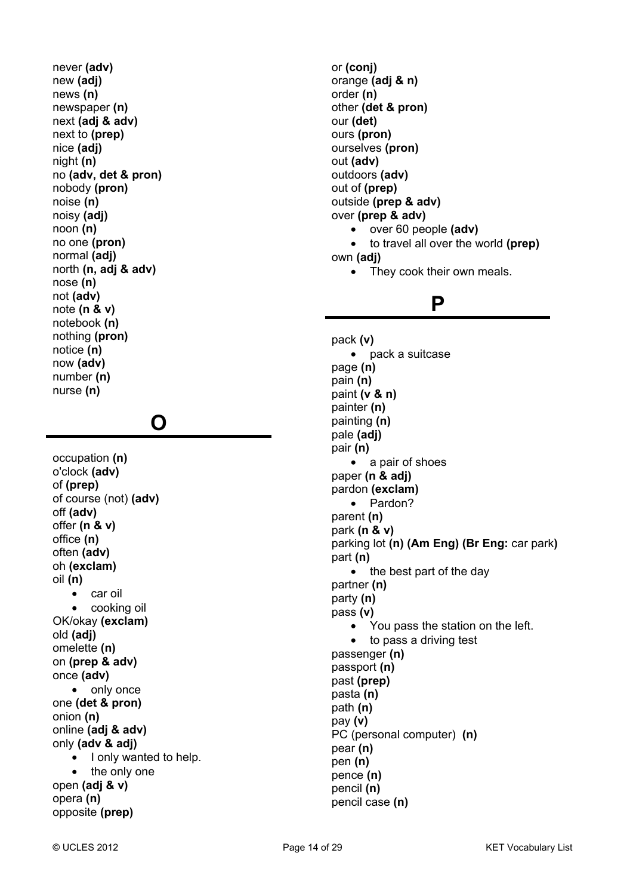never **(adv)**
new **(adj)**
news **(n)**
newspaper **(n)**
next **(adj & adv)**
next to **(prep)**
nice **(adj)**
night **(n)**
no **(adv, det & pron)**
nobody **(pron)**
noise **(n)**
noisy **(adj)**
noon **(n)**
no one **(pron)**
normal **(adj)**
north **(n, adj & adv)**
nose **(n)**
not **(adv)**
note **(n & v)**
notebook **(n)**
nothing **(pron)**
notice **(n)**
now **(adv)**
number **(n)**
nurse **(n)**

# O

occupation **(n)**
o'clock **(adv)**
of **(prep)**
of course (not) **(adv)**
off **(adv)**
offer **(n & v)**
office **(n)**
often **(adv)**
oh **(exclam)**
oil **(n)**

- car oil
- cooking oil

OK/okay **(exclam)**
old **(adj)**
omelette **(n)**
on **(prep & adv)**
once **(adv)**

- only once

one **(det & pron)**
onion **(n)**
online **(adj & adv)**
only **(adv & adj)**

- I only wanted to help.
- the only one

open **(adj & v)**
opera **(n)**
opposite **(prep)**
or **(conj)**
orange **(adj & n)**
order **(n)**
other **(det & pron)**
our **(det)**
ours **(pron)**
ourselves **(pron)**
out **(adv)**
outdoors **(adv)**
out of **(prep)**
outside **(prep & adv)**
over **(prep & adv)**

- over 60 people **(adv)**
- to travel all over the world **(prep)**

own **(adj)**

- They cook their own meals.

# P

pack **(v)**

- pack a suitcase

page **(n)**
pain **(n)**
paint **(v & n)**
painter **(n)**
painting **(n)**
pale **(adj)**
pair **(n)**

- a pair of shoes

paper **(n & adj)**
pardon **(exclam)**

- Pardon?

parent **(n)**
park **(n & v)**
parking lot **(n) (Am Eng) (Br Eng:** car park**)**
part **(n)**

- the best part of the day

partner **(n)**
party **(n)**
pass **(v)**

- You pass the station on the left.
- to pass a driving test

passenger **(n)**
passport **(n)**
past **(prep)**
pasta **(n)**
path **(n)**
pay **(v)**
PC (personal computer) **(n)**
pear **(n)**
pen **(n)**
pence **(n)**
pencil **(n)**
pencil case **(n)**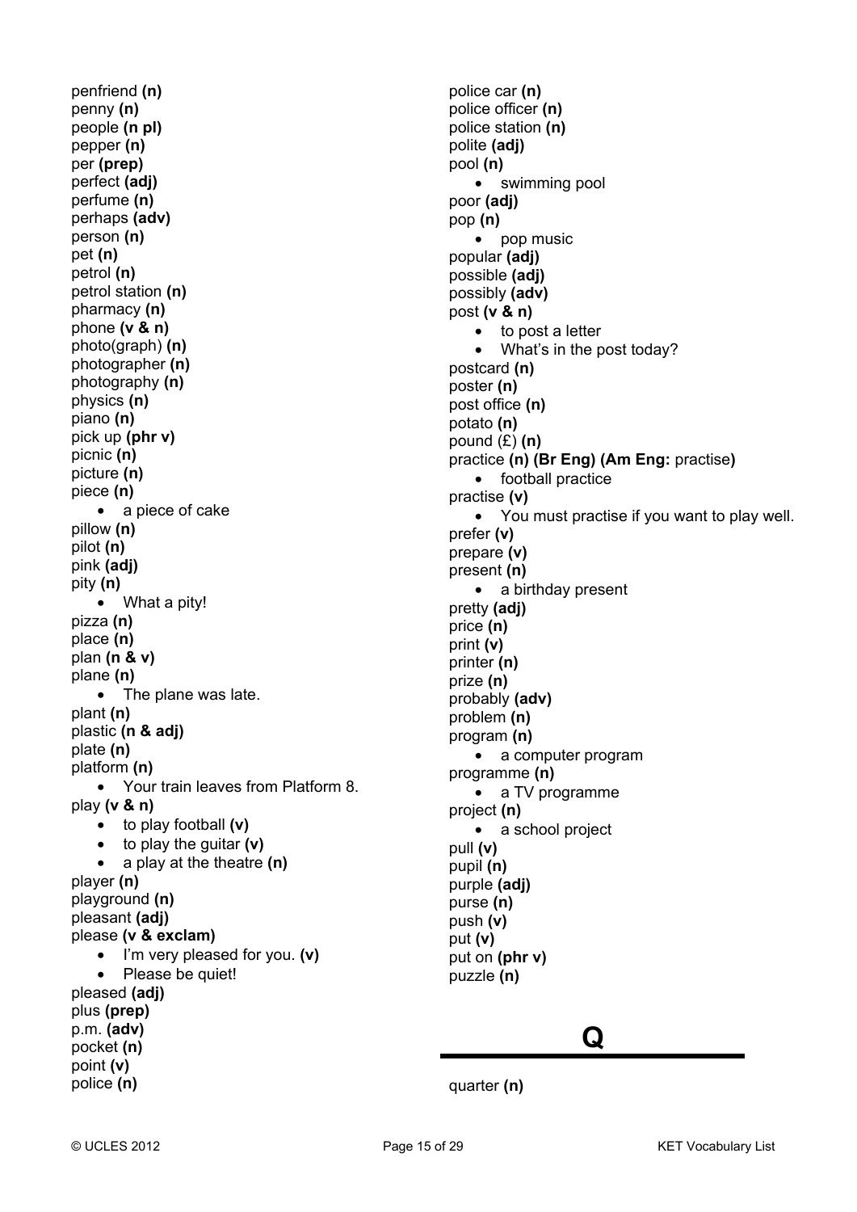penfriend **(n)**
penny **(n)**
people **(n pl)**
pepper **(n)**
per **(prep)**
perfect **(adj)**
perfume **(n)**
perhaps **(adv)**
person **(n)**
pet **(n)**
petrol **(n)**
petrol station **(n)**
pharmacy **(n)**
phone **(v & n)**
photo(graph) **(n)**
photographer **(n)**
photography **(n)**
physics **(n)**
piano **(n)**
pick up **(phr v)**
picnic **(n)**
picture **(n)**
piece **(n)**

- a piece of cake

pillow **(n)**
pilot **(n)**
pink **(adj)**
pity **(n)**

- What a pity!

pizza **(n)**
place **(n)**
plan **(n & v)**
plane **(n)**

- The plane was late.

plant **(n)**
plastic **(n & adj)**
plate **(n)**
platform **(n)**

- Your train leaves from Platform 8.

play **(v & n)**

- to play football **(v)**
- to play the guitar **(v)**
- a play at the theatre **(n)**

player **(n)**
playground **(n)**
pleasant **(adj)**
please **(v & exclam)**

- I'm very pleased for you. **(v)**
- Please be quiet!

pleased **(adj)**
plus **(prep)**
p.m. **(adv)**
pocket **(n)**
point **(v)**
police **(n)**
police car **(n)**
police officer **(n)**
police station **(n)**
polite **(adj)**
pool **(n)**

- swimming pool

poor **(adj)**
pop **(n)**

- pop music

popular **(adj)**
possible **(adj)**
possibly **(adv)**
post **(v & n)**

- to post a letter
- What's in the post today?

postcard **(n)**
poster **(n)**
post office **(n)**
potato **(n)**
pound (£) **(n)**
practice **(n) (Br Eng) (Am Eng:** practise**)**

- football practice

practise **(v)**

- You must practise if you want to play well.

prefer **(v)**
prepare **(v)**
present **(n)**

- a birthday present

pretty **(adj)**
price **(n)**
print **(v)**
printer **(n)**
prize **(n)**
probably **(adv)**
problem **(n)**
program **(n)**

- a computer program

programme **(n)**

- a TV programme

project **(n)**

- a school project

pull **(v)**
pupil **(n)**
purple **(adj)**
purse **(n)**
push **(v)**
put **(v)**
put on **(phr v)**
puzzle **(n)**

## Q

quarter **(n)**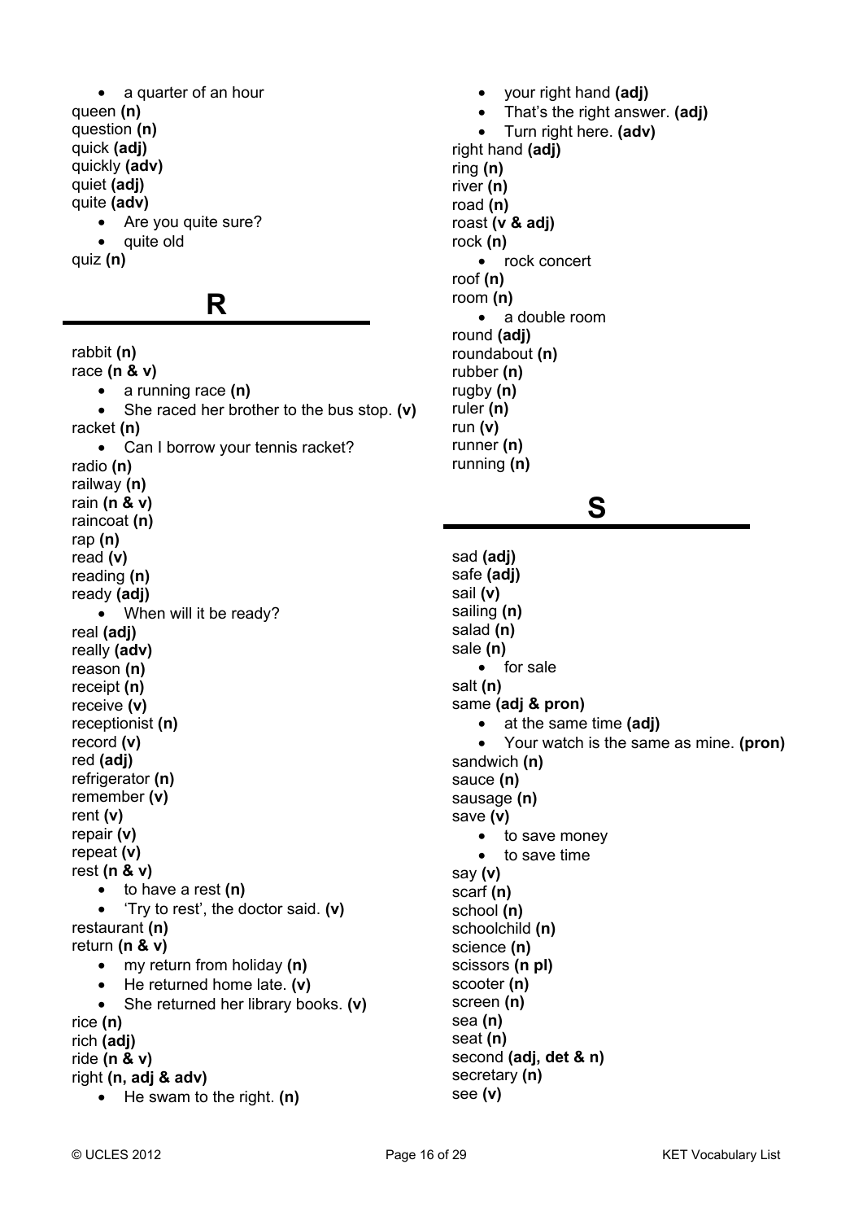- a quarter of an hour

queen **(n)**
question **(n)**
quick **(adj)**
quickly **(adv)**
quiet **(adj)**
quite **(adv)**

- Are you quite sure?
- quite old

quiz **(n)**

# R

rabbit **(n)**
race **(n & v)**

- a running race **(n)**
- She raced her brother to the bus stop. **(v)**

racket **(n)**

- Can I borrow your tennis racket?

radio **(n)**
railway **(n)**
rain **(n & v)**
raincoat **(n)**
rap **(n)**
read **(v)**
reading **(n)**
ready **(adj)**

- When will it be ready?

real **(adj)**
really **(adv)**
reason **(n)**
receipt **(n)**
receive **(v)**
receptionist **(n)**
record **(v)**
red **(adj)**
refrigerator **(n)**
remember **(v)**
rent **(v)**
repair **(v)**
repeat **(v)**
rest **(n & v)**

- to have a rest **(n)**
- 'Try to rest', the doctor said. **(v)**

restaurant **(n)**
return **(n & v)**

- my return from holiday **(n)**
- He returned home late. **(v)**
- She returned her library books. **(v)**

rice **(n)**
rich **(adj)**
ride **(n & v)**
right **(n, adj & adv)**

- He swam to the right. **(n)**
- your right hand **(adj)**
- That's the right answer. **(adj)**
- Turn right here. **(adv)**

right hand **(adj)**
ring **(n)**
river **(n)**
road **(n)**
roast **(v & adj)**
rock **(n)**

- rock concert

roof **(n)**
room **(n)**

- a double room

round **(adj)**
roundabout **(n)**
rubber **(n)**
rugby **(n)**
ruler **(n)**
run **(v)**
runner **(n)**
running **(n)**

# S

sad **(adj)**
safe **(adj)**
sail **(v)**
sailing **(n)**
salad **(n)**
sale **(n)**

- for sale

salt **(n)**
same **(adj & pron)**

- at the same time **(adj)**
- Your watch is the same as mine. **(pron)**

sandwich **(n)**
sauce **(n)**
sausage **(n)**
save **(v)**

- to save money
- to save time

say **(v)**
scarf **(n)**
school **(n)**
schoolchild **(n)**
science **(n)**
scissors **(n pl)**
scooter **(n)**
screen **(n)**
sea **(n)**
seat **(n)**
second **(adj, det & n)**
secretary **(n)**
see **(v)**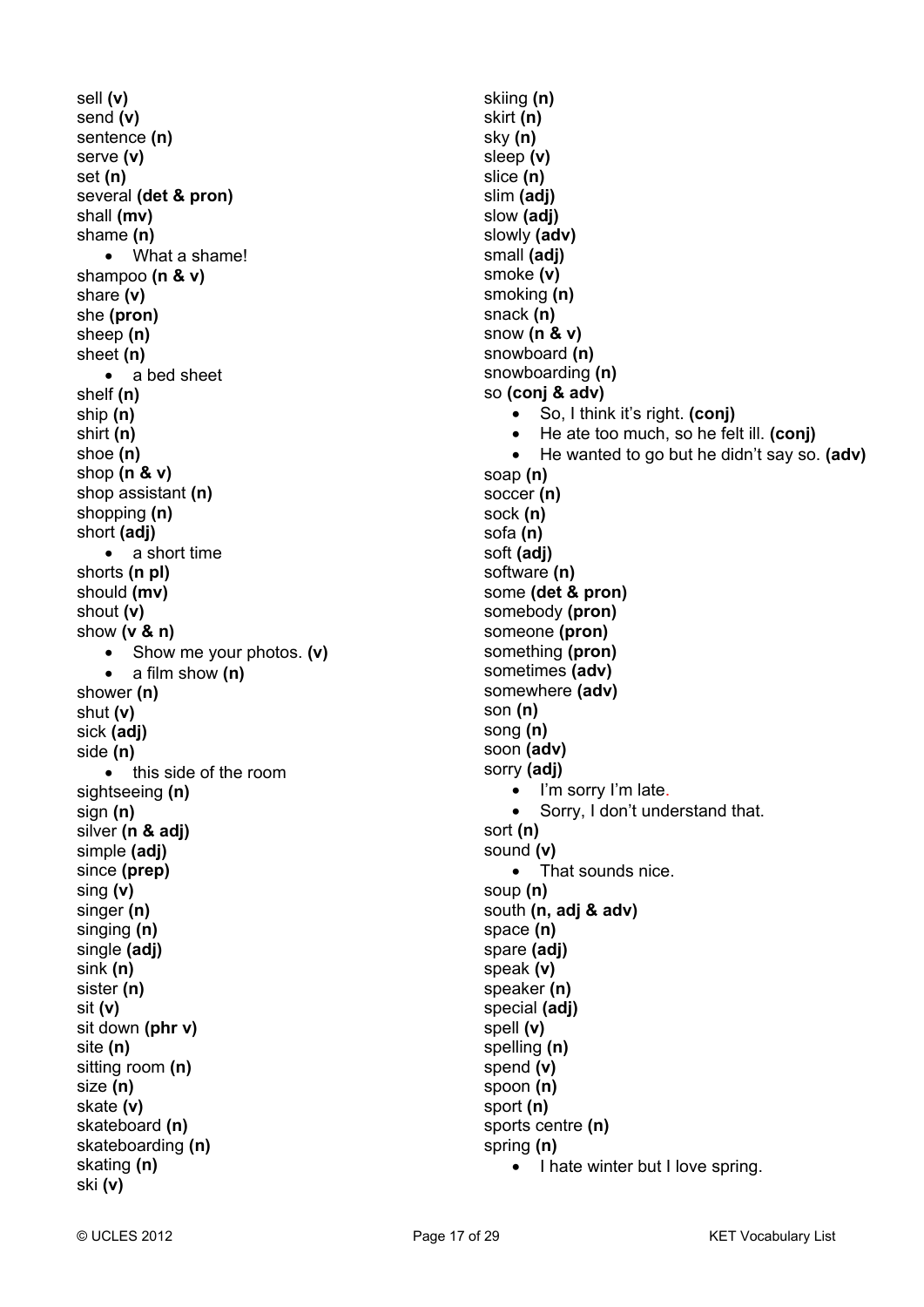sell **(v)**
send **(v)**
sentence **(n)**
serve **(v)**
set **(n)**
several **(det & pron)**
shall **(mv)**
shame **(n)**

- What a shame!

shampoo **(n & v)**
share **(v)**
she **(pron)**
sheep **(n)**
sheet **(n)**

- a bed sheet

shelf **(n)**
ship **(n)**
shirt **(n)**
shoe **(n)**
shop **(n & v)**
shop assistant **(n)**
shopping **(n)**
short **(adj)**

- a short time

shorts **(n pl)**
should **(mv)**
shout **(v)**
show **(v & n)**

- Show me your photos. **(v)**
- a film show **(n)**

shower **(n)**
shut **(v)**
sick **(adj)**
side **(n)**

- this side of the room

sightseeing **(n)**
sign **(n)**
silver **(n & adj)**
simple **(adj)**
since **(prep)**
sing **(v)**
singer **(n)**
singing **(n)**
single **(adj)**
sink **(n)**
sister **(n)**
sit **(v)**
sit down **(phr v)**
site **(n)**
sitting room **(n)**
size **(n)**
skate **(v)**
skateboard **(n)**
skateboarding **(n)**
skating **(n)**
ski **(v)**
skiing **(n)**
skirt **(n)**
sky **(n)**
sleep **(v)**
slice **(n)**
slim **(adj)**
slow **(adj)**
slowly **(adv)**
small **(adj)**
smoke **(v)**
smoking **(n)**
snack **(n)**
snow **(n & v)**
snowboard **(n)**
snowboarding **(n)**
so **(conj & adv)**

- So, I think it's right. **(conj)**
- He ate too much, so he felt ill. **(conj)**
- He wanted to go but he didn't say so. **(adv)**

soap **(n)**
soccer **(n)**
sock **(n)**
sofa **(n)**
soft **(adj)**
software **(n)**
some **(det & pron)**
somebody **(pron)**
someone **(pron)**
something **(pron)**
sometimes **(adv)**
somewhere **(adv)**
son **(n)**
song **(n)**
soon **(adv)**
sorry **(adj)**

- I'm sorry I'm late.
- Sorry, I don't understand that.

sort **(n)**
sound **(v)**

- That sounds nice.

soup **(n)**
south **(n, adj & adv)**
space **(n)**
spare **(adj)**
speak **(v)**
speaker **(n)**
special **(adj)**
spell **(v)**
spelling **(n)**
spend **(v)**
spoon **(n)**
sport **(n)**
sports centre **(n)**
spring **(n)**

- I hate winter but I love spring.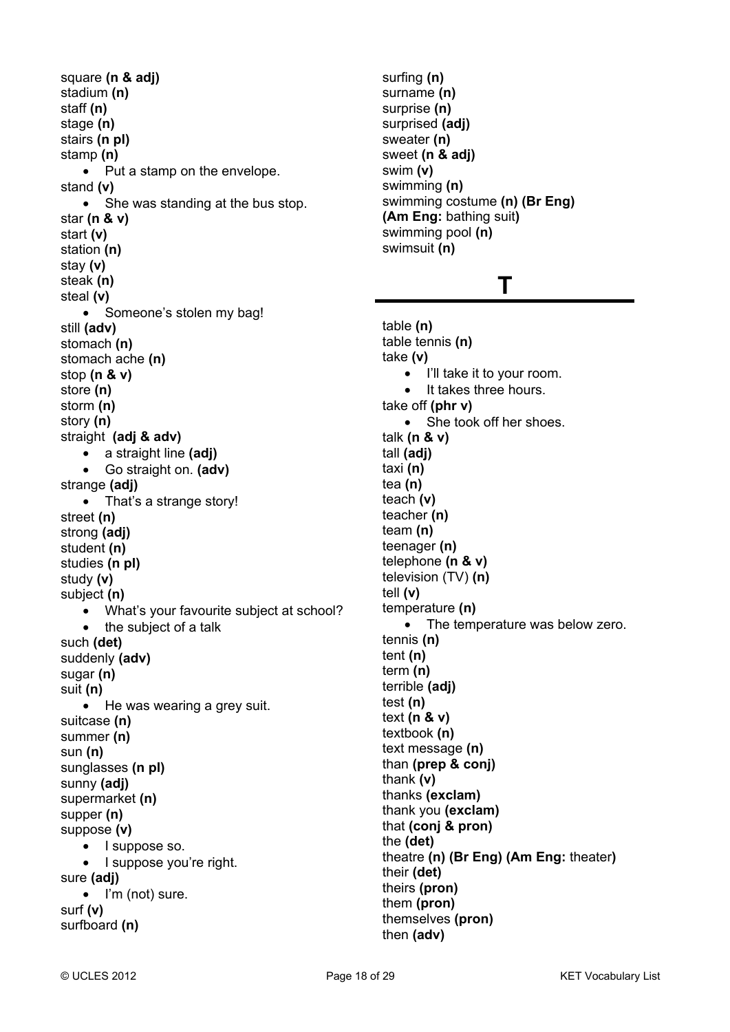square **(n & adj)**
stadium **(n)**
staff **(n)**
stage **(n)**
stairs **(n pl)**
stamp **(n)**

- Put a stamp on the envelope.

stand **(v)**

- She was standing at the bus stop.

star **(n & v)**
start **(v)**
station **(n)**
stay **(v)**
steak **(n)**
steal **(v)**

- Someone's stolen my bag!

still **(adv)**
stomach **(n)**
stomach ache **(n)**
stop **(n & v)**
store **(n)**
storm **(n)**
story **(n)**
straight **(adj & adv)**

- a straight line **(adj)**
- Go straight on. **(adv)**

strange **(adj)**

- That's a strange story!

street **(n)**
strong **(adj)**
student **(n)**
studies **(n pl)**
study **(v)**
subject **(n)**

- What's your favourite subject at school?
- the subject of a talk

such **(det)**
suddenly **(adv)**
sugar **(n)**
suit **(n)**

- He was wearing a grey suit.

suitcase **(n)**
summer **(n)**
sun **(n)**
sunglasses **(n pl)**
sunny **(adj)**
supermarket **(n)**
supper **(n)**
suppose **(v)**

- I suppose so.
- I suppose you're right.

sure **(adj)**

- I'm (not) sure.

surf **(v)**
surfboard **(n)**
surfing **(n)**
surname **(n)**
surprise **(n)**
surprised **(adj)**
sweater **(n)**
sweet **(n & adj)**
swim **(v)**
swimming **(n)**
swimming costume **(n) (Br Eng) (Am Eng:** bathing suit**)**
swimming pool **(n)**
swimsuit **(n)**

# T

table **(n)**
table tennis **(n)**
take **(v)**

- I'll take it to your room.
- It takes three hours.

take off **(phr v)**

- She took off her shoes.

talk **(n & v)**
tall **(adj)**
taxi **(n)**
tea **(n)**
teach **(v)**
teacher **(n)**
team **(n)**
teenager **(n)**
telephone **(n & v)**
television (TV) **(n)**
tell **(v)**
temperature **(n)**

- The temperature was below zero.

tennis **(n)**
tent **(n)**
term **(n)**
terrible **(adj)**
test **(n)**
text **(n & v)**
textbook **(n)**
text message **(n)**
than **(prep & conj)**
thank **(v)**
thanks **(exclam)**
thank you **(exclam)**
that **(conj & pron)**
the **(det)**
theatre **(n) (Br Eng) (Am Eng:** theater**)**
their **(det)**
theirs **(pron)**
them **(pron)**
themselves **(pron)**
then **(adv)**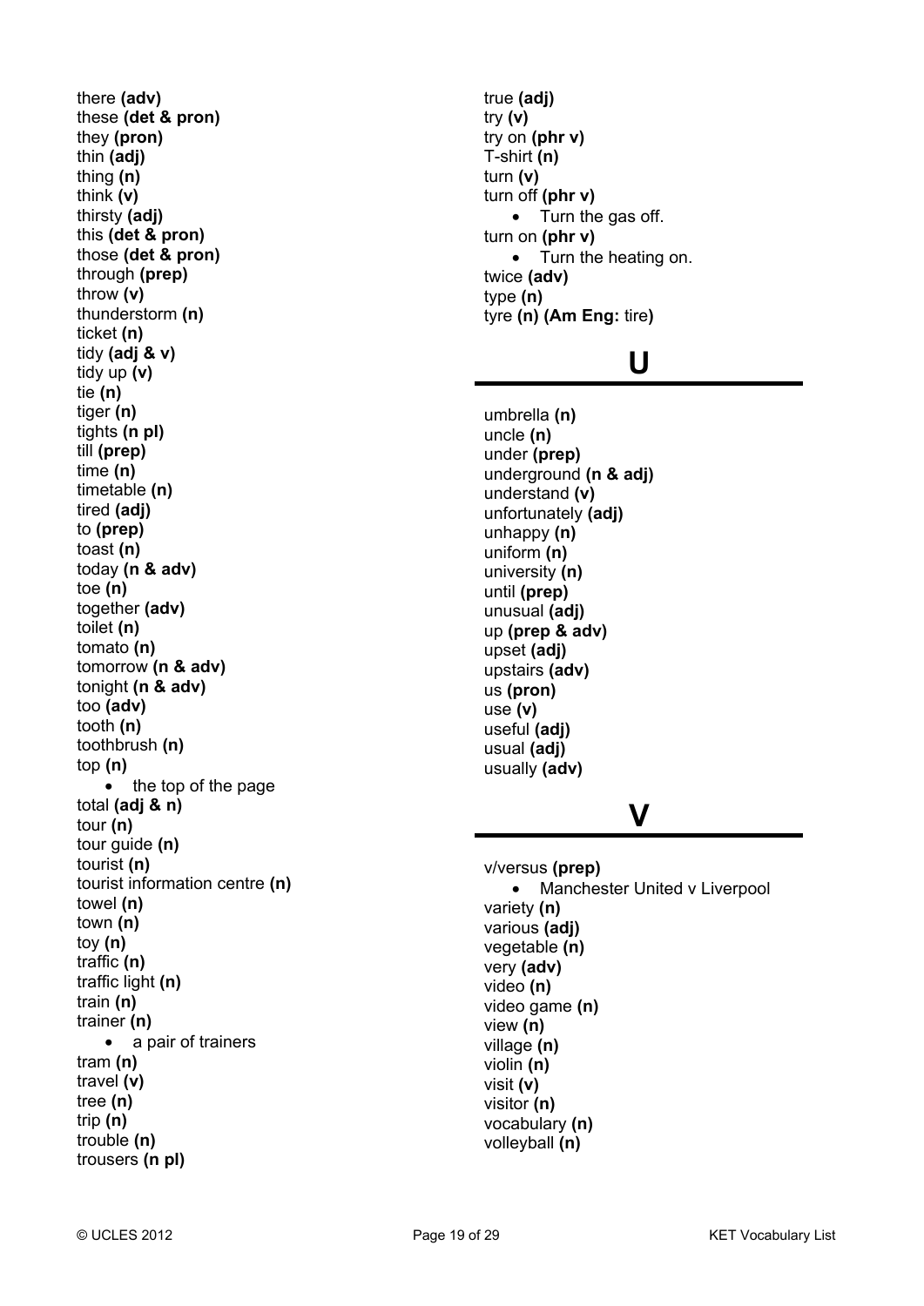there **(adv)**
these **(det & pron)**
they **(pron)**
thin **(adj)**
thing **(n)**
think **(v)**
thirsty **(adj)**
this **(det & pron)**
those **(det & pron)**
through **(prep)**
throw **(v)**
thunderstorm **(n)**
ticket **(n)**
tidy **(adj & v)**
tidy up **(v)**
tie **(n)**
tiger **(n)**
tights **(n pl)**
till **(prep)**
time **(n)**
timetable **(n)**
tired **(adj)**
to **(prep)**
toast **(n)**
today **(n & adv)**
toe **(n)**
together **(adv)**
toilet **(n)**
tomato **(n)**
tomorrow **(n & adv)**
tonight **(n & adv)**
too **(adv)**
tooth **(n)**
toothbrush **(n)**
top **(n)**

- the top of the page

total **(adj & n)**
tour **(n)**
tour guide **(n)**
tourist **(n)**
tourist information centre **(n)**
towel **(n)**
town **(n)**
toy **(n)**
traffic **(n)**
traffic light **(n)**
train **(n)**
trainer **(n)**

- a pair of trainers

tram **(n)**
travel **(v)**
tree **(n)**
trip **(n)**
trouble **(n)**
trousers **(n pl)**
true **(adj)**
try **(v)**
try on **(phr v)**
T-shirt **(n)**
turn **(v)**
turn off **(phr v)**

- Turn the gas off.

turn on **(phr v)**

- Turn the heating on.

twice **(adv)**
type **(n)**
tyre **(n) (Am Eng:** tire**)**

# U

umbrella **(n)**
uncle **(n)**
under **(prep)**
underground **(n & adj)**
understand **(v)**
unfortunately **(adj)**
unhappy **(n)**
uniform **(n)**
university **(n)**
until **(prep)**
unusual **(adj)**
up **(prep & adv)**
upset **(adj)**
upstairs **(adv)**
us **(pron)**
use **(v)**
useful **(adj)**
usual **(adj)**
usually **(adv)**

# V

v/versus **(prep)**

- Manchester United v Liverpool

variety **(n)**
various **(adj)**
vegetable **(n)**
very **(adv)**
video **(n)**
video game **(n)**
view **(n)**
village **(n)**
violin **(n)**
visit **(v)**
visitor **(n)**
vocabulary **(n)**
volleyball **(n)**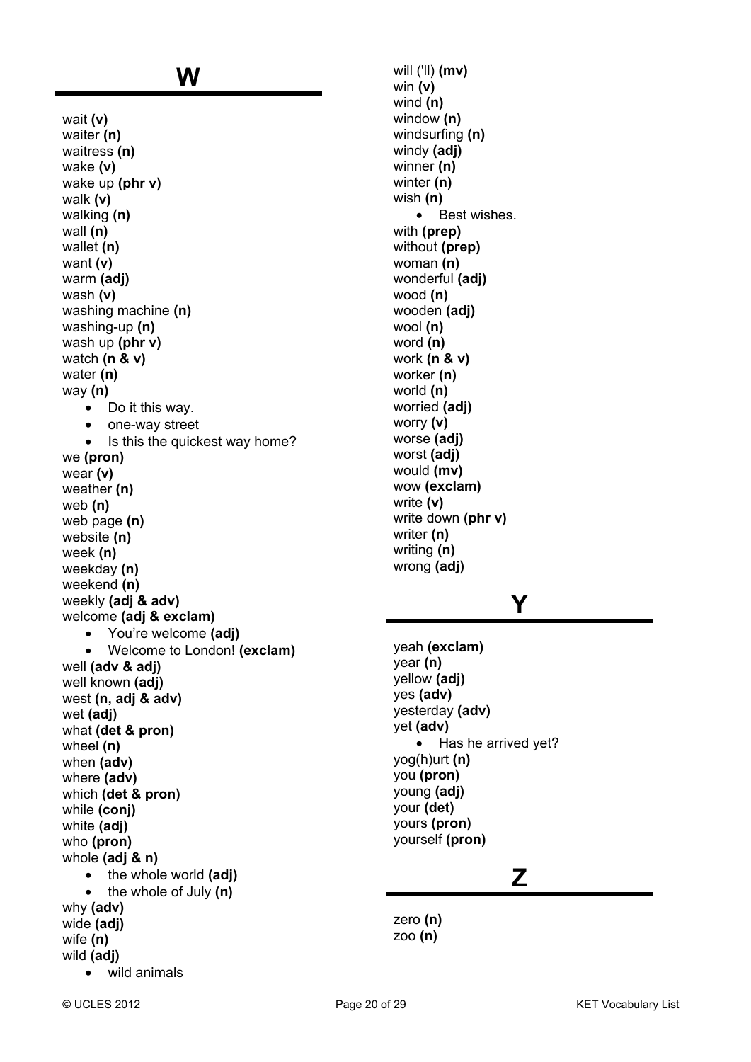# W

wait **(v)**
waiter **(n)**
waitress **(n)**
wake **(v)**
wake up **(phr v)**
walk **(v)**
walking **(n)**
wall **(n)**
wallet **(n)**
want **(v)**
warm **(adj)**
wash **(v)**
washing machine **(n)**
washing-up **(n)**
wash up **(phr v)**
watch **(n & v)**
water **(n)**
way **(n)**

- Do it this way.
- one-way street
- Is this the quickest way home?

we **(pron)**
wear **(v)**
weather **(n)**
web **(n)**
web page **(n)**
website **(n)**
week **(n)**
weekday **(n)**
weekend **(n)**
weekly **(adj & adv)**
welcome **(adj & exclam)**

- You're welcome **(adj)**
- Welcome to London! **(exclam)**

well **(adv & adj)**
well known **(adj)**
west **(n, adj & adv)**
wet **(adj)**
what **(det & pron)**
wheel **(n)**
when **(adv)**
where **(adv)**
which **(det & pron)**
while **(conj)**
white **(adj)**
who **(pron)**
whole **(adj & n)**

- the whole world **(adj)**
- the whole of July **(n)**

why **(adv)**
wide **(adj)**
wife **(n)**
wild **(adj)**

- wild animals

will ('ll) **(mv)**
win **(v)**
wind **(n)**
window **(n)**
windsurfing **(n)**
windy **(adj)**
winner **(n)**
winter **(n)**
wish **(n)**

- Best wishes.

with **(prep)**
without **(prep)**
woman **(n)**
wonderful **(adj)**
wood **(n)**
wooden **(adj)**
wool **(n)**
word **(n)**
work **(n & v)**
worker **(n)**
world **(n)**
worried **(adj)**
worry **(v)**
worse **(adj)**
worst **(adj)**
would **(mv)**
wow **(exclam)**
write **(v)**
write down **(phr v)**
writer **(n)**
writing **(n)**
wrong **(adj)**

# Y

yeah **(exclam)**
year **(n)**
yellow **(adj)**
yes **(adv)**
yesterday **(adv)**
yet **(adv)**

- Has he arrived yet?

yog(h)urt **(n)**
you **(pron)**
young **(adj)**
your **(det)**
yours **(pron)**
yourself **(pron)**

# Z

zero **(n)**
zoo **(n)**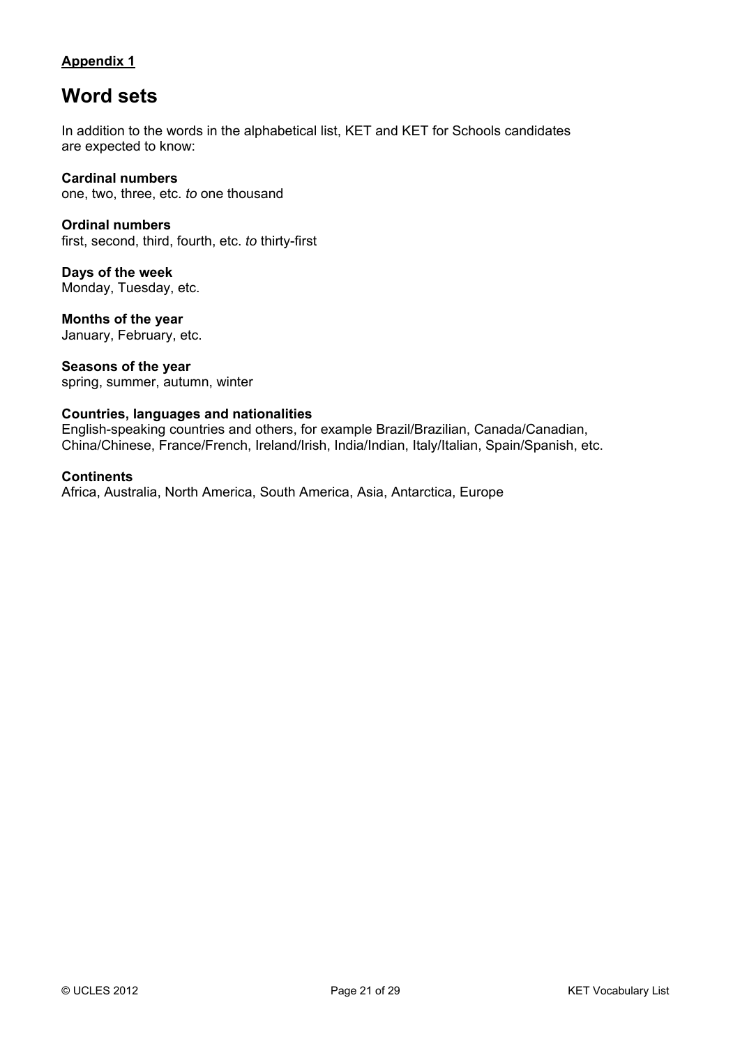**Appendix 1**

# Word sets

In addition to the words in the alphabetical list, KET and KET for Schools candidates are expected to know:

**Cardinal numbers**
one, two, three, etc. *to* one thousand

**Ordinal numbers**
first, second, third, fourth, etc. *to* thirty-first

**Days of the week**
Monday, Tuesday, etc.

**Months of the year**
January, February, etc.

**Seasons of the year**
spring, summer, autumn, winter

**Countries, languages and nationalities**
English-speaking countries and others, for example Brazil/Brazilian, Canada/Canadian, China/Chinese, France/French, Ireland/Irish, India/Indian, Italy/Italian, Spain/Spanish, etc.

**Continents**
Africa, Australia, North America, South America, Asia, Antarctica, Europe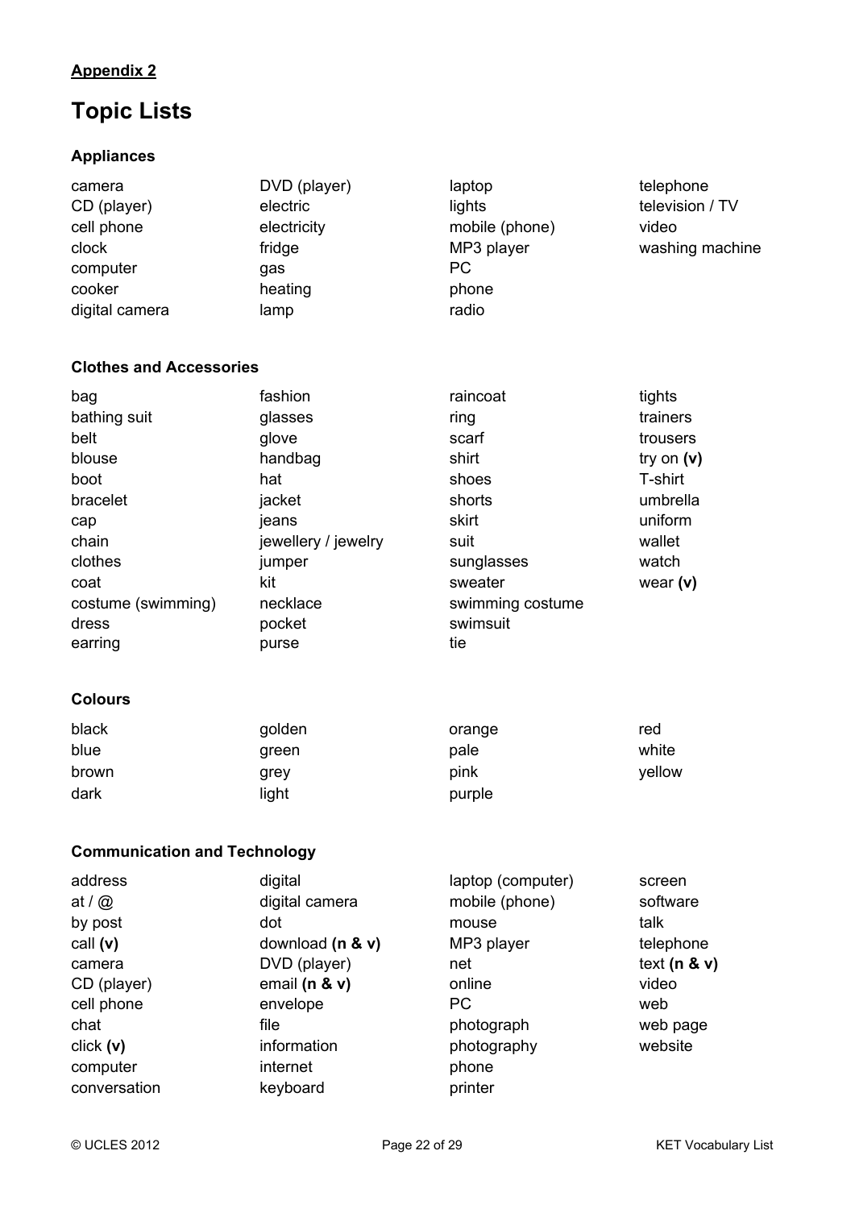**Appendix 2**

# Topic Lists

### Appliances

camera
CD (player)
cell phone
clock
computer
cooker
digital camera
DVD (player)
electric
electricity
fridge
gas
heating
lamp
laptop
lights
mobile (phone)
MP3 player
PC
phone
radio
telephone
television / TV
video
washing machine

### Clothes and Accessories

bag
bathing suit
belt
blouse
boot
bracelet
cap
chain
clothes
coat
costume (swimming)
dress
earring
fashion
glasses
glove
handbag
hat
jacket
jeans
jewellery / jewelry
jumper
kit
necklace
pocket
purse
raincoat
ring
scarf
shirt
shoes
shorts
skirt
suit
sunglasses
sweater
swimming costume
swimsuit
tie
tights
trainers
trousers
try on **(v)**
T-shirt
umbrella
uniform
wallet
watch
wear **(v)**

### Colours

black
blue
brown
dark
golden
green
grey
light
orange
pale
pink
purple
red
white
yellow

### Communication and Technology

address
at / @
by post
call **(v)**
camera
CD (player)
cell phone
chat
click **(v)**
computer
conversation
digital
digital camera
dot
download **(n & v)**
DVD (player)
email **(n & v)**
envelope
file
information
internet
keyboard
laptop (computer)
mobile (phone)
mouse
MP3 player
net
online
PC
photograph
photography
phone
printer
screen
software
talk
telephone
text **(n & v)**
video
web
web page
website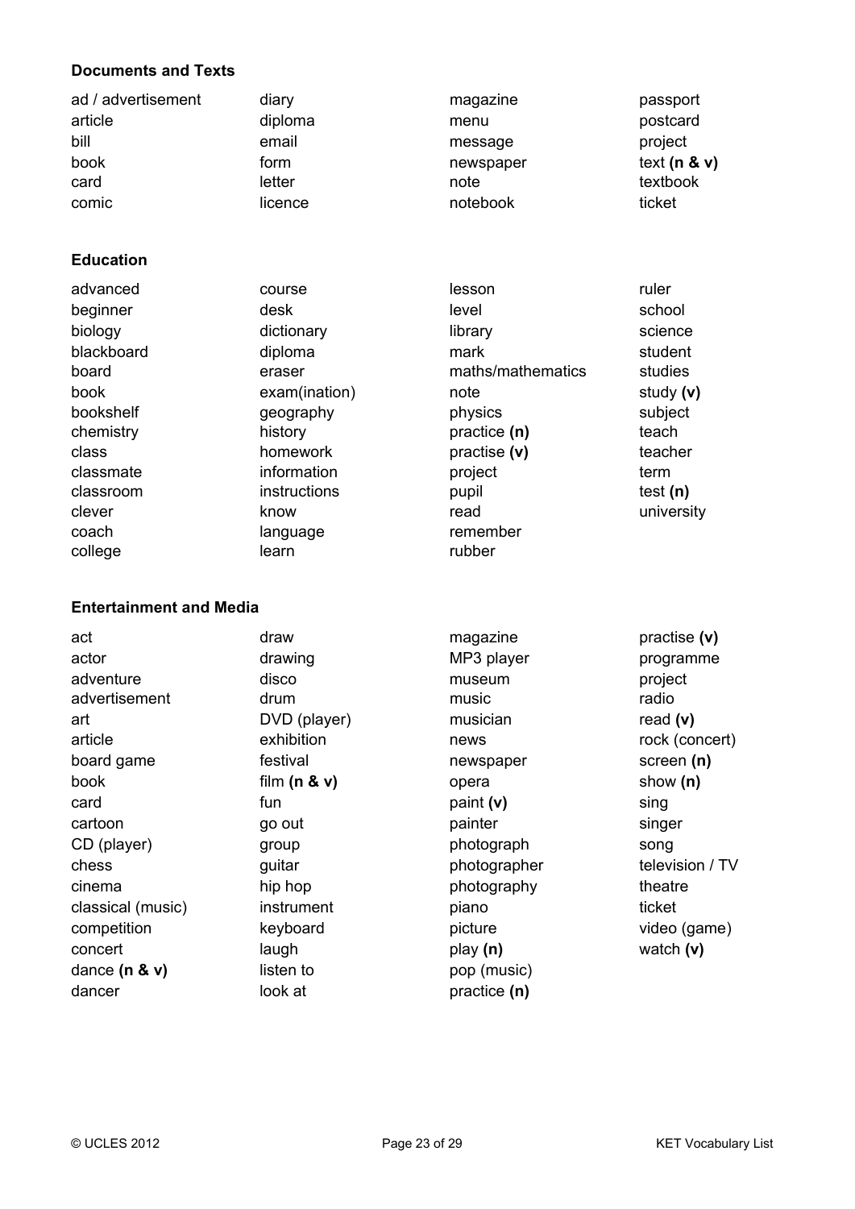## Documents and Texts

ad / advertisement
article
bill
book
card
comic
diary
diploma
email
form
letter
licence
magazine
menu
message
newspaper
note
notebook
passport
postcard
project
text **(n & v)**
textbook
ticket

## Education

advanced
beginner
biology
blackboard
board
book
bookshelf
chemistry
class
classmate
classroom
clever
coach
college
course
desk
dictionary
diploma
eraser
exam(ination)
geography
history
homework
information
instructions
know
language
learn
lesson
level
library
mark
maths/mathematics
note
physics
practice **(n)**
practise **(v)**
project
pupil
read
remember
rubber
ruler
school
science
student
studies
study **(v)**
subject
teach
teacher
term
test **(n)**
university

## Entertainment and Media

act
actor
adventure
advertisement
art
article
board game
book
card
cartoon
CD (player)
chess
cinema
classical (music)
competition
concert
dance **(n & v)**
dancer
draw
drawing
disco
drum
DVD (player)
exhibition
festival
film **(n & v)**
fun
go out
group
guitar
hip hop
instrument
keyboard
laugh
listen to
look at
magazine
MP3 player
museum
music
musician
news
newspaper
opera
paint **(v)**
painter
photograph
photographer
photography
piano
picture
play **(n)**
pop (music)
practice **(n)**
practise **(v)**
programme
project
radio
read **(v)**
rock (concert)
screen **(n)**
show **(n)**
sing
singer
song
television / TV
theatre
ticket
video (game)
watch **(v)**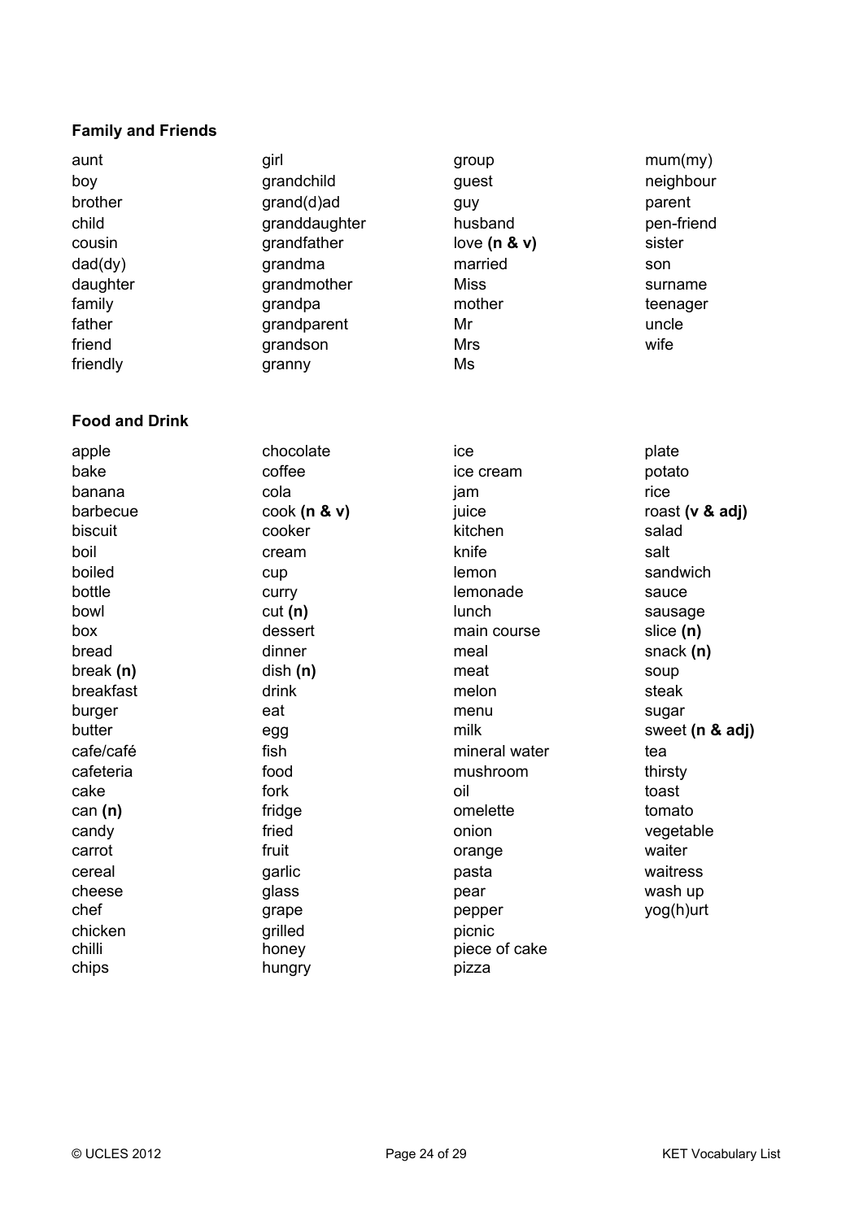**Family and Friends**

aunt
boy
brother
child
cousin
dad(dy)
daughter
family
father
friend
friendly
girl
grandchild
grand(d)ad
granddaughter
grandfather
grandma
grandmother
grandpa
grandparent
grandson
granny
group
guest
guy
husband
love **(n & v)**
married
Miss
mother
Mr
Mrs
Ms
mum(my)
neighbour
parent
pen-friend
sister
son
surname
teenager
uncle
wife

**Food and Drink**

apple
bake
banana
barbecue
biscuit
boil
boiled
bottle
bowl
box
bread
break **(n)**
breakfast
burger
butter
cafe/café
cafeteria
cake
can **(n)**
candy
carrot
cereal
cheese
chef
chicken
chilli
chips
chocolate
coffee
cola
cook **(n & v)**
cooker
cream
cup
curry
cut **(n)**
dessert
dinner
dish **(n)**
drink
eat
egg
fish
food
fork
fridge
fried
fruit
garlic
glass
grape
grilled
honey
hungry
ice
ice cream
jam
juice
kitchen
knife
lemon
lemonade
lunch
main course
meal
meat
melon
menu
milk
mineral water
mushroom
oil
omelette
onion
orange
pasta
pear
pepper
picnic
piece of cake
pizza
plate
potato
rice
roast **(v & adj)**
salad
salt
sandwich
sauce
sausage
slice **(n)**
snack **(n)**
soup
steak
sugar
sweet **(n & adj)**
tea
thirsty
toast
tomato
vegetable
waiter
waitress
wash up
yog(h)urt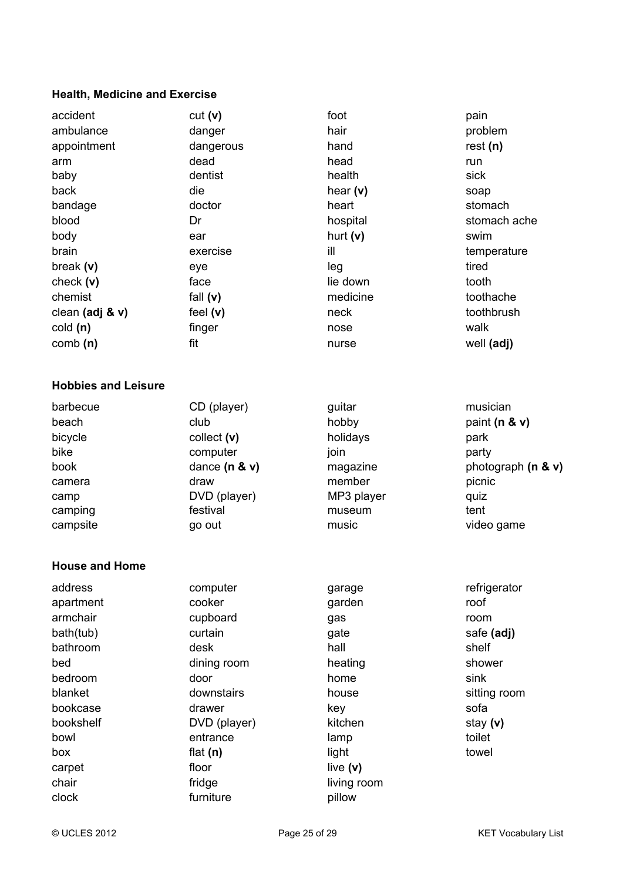**Health, Medicine and Exercise**

accident
ambulance
appointment
arm
baby
back
bandage
blood
body
brain
break **(v)**
check **(v)**
chemist
clean **(adj & v)**
cold **(n)**
comb **(n)**
cut **(v)**
danger
dangerous
dead
dentist
die
doctor
Dr
ear
exercise
eye
face
fall **(v)**
feel **(v)**
finger
fit
foot
hair
hand
head
health
hear **(v)**
heart
hospital
hurt **(v)**
ill
leg
lie down
medicine
neck
nose
nurse
pain
problem
rest **(n)**
run
sick
soap
stomach
stomach ache
swim
temperature
tired
tooth
toothache
toothbrush
walk
well **(adj)**

**Hobbies and Leisure**

barbecue
beach
bicycle
bike
book
camera
camp
camping
campsite
CD (player)
club
collect **(v)**
computer
dance **(n & v)**
draw
DVD (player)
festival
go out
guitar
hobby
holidays
join
magazine
member
MP3 player
museum
music
musician
paint **(n & v)**
park
party
photograph **(n & v)**
picnic
quiz
tent
video game

**House and Home**

address
apartment
armchair
bath(tub)
bathroom
bed
bedroom
blanket
bookcase
bookshelf
bowl
box
carpet
chair
clock
computer
cooker
cupboard
curtain
desk
dining room
door
downstairs
drawer
DVD (player)
entrance
flat **(n)**
floor
fridge
furniture
garage
garden
gas
gate
hall
heating
home
house
key
kitchen
lamp
light
live **(v)**
living room
pillow
refrigerator
roof
room
safe **(adj)**
shelf
shower
sink
sitting room
sofa
stay **(v)**
toilet
towel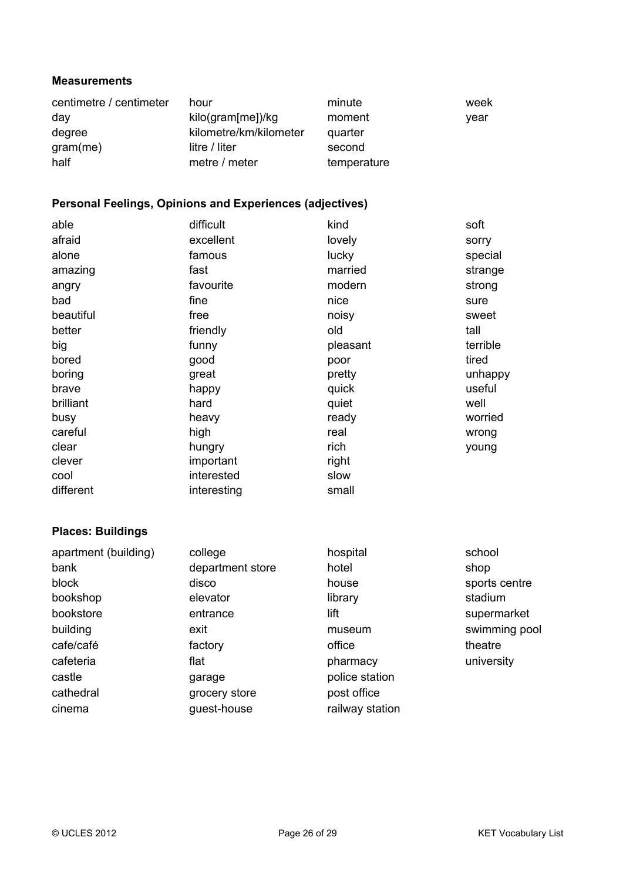**Measurements**

| | | | |
|---|---|---|---|
| centimetre / centimeter | hour | minute | week |
| day | kilo(gram[me])/kg | moment | year |
| degree | kilometre/km/kilometer | quarter | |
| gram(me) | litre / liter | second | |
| half | metre / meter | temperature | |

**Personal Feelings, Opinions and Experiences (adjectives)**

| | | | |
|---|---|---|---|
| able | difficult | kind | soft |
| afraid | excellent | lovely | sorry |
| alone | famous | lucky | special |
| amazing | fast | married | strange |
| angry | favourite | modern | strong |
| bad | fine | nice | sure |
| beautiful | free | noisy | sweet |
| better | friendly | old | tall |
| big | funny | pleasant | terrible |
| bored | good | poor | tired |
| boring | great | pretty | unhappy |
| brave | happy | quick | useful |
| brilliant | hard | quiet | well |
| busy | heavy | ready | worried |
| careful | high | real | wrong |
| clear | hungry | rich | young |
| clever | important | right | |
| cool | interested | slow | |
| different | interesting | small | |

**Places: Buildings**

| | | | |
|---|---|---|---|
| apartment (building) | college | hospital | school |
| bank | department store | hotel | shop |
| block | disco | house | sports centre |
| bookshop | elevator | library | stadium |
| bookstore | entrance | lift | supermarket |
| building | exit | museum | swimming pool |
| cafe/café | factory | office | theatre |
| cafeteria | flat | pharmacy | university |
| castle | garage | police station | |
| cathedral | grocery store | post office | |
| cinema | guest-house | railway station | |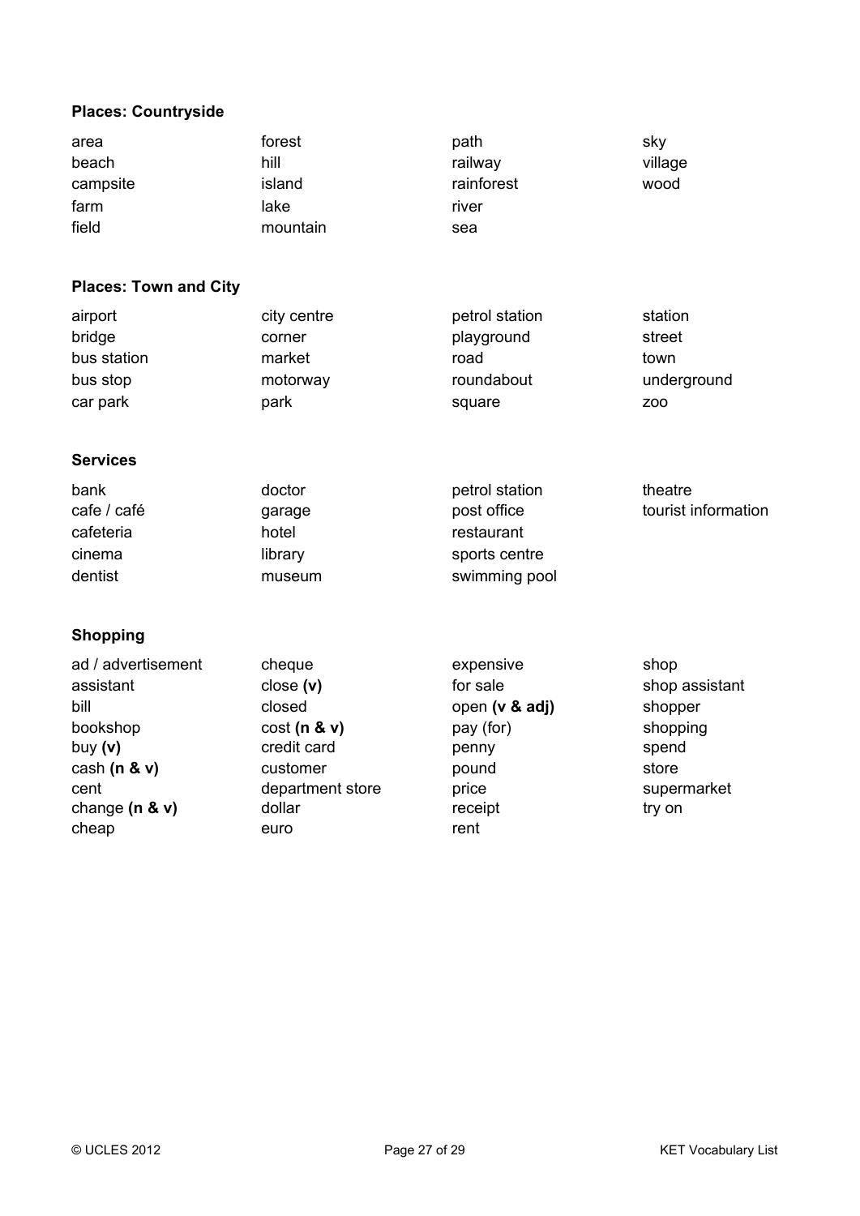## Places: Countryside

| | | | |
|---|---|---|---|
| area | forest | path | sky |
| beach | hill | railway | village |
| campsite | island | rainforest | wood |
| farm | lake | river | |
| field | mountain | sea | |

## Places: Town and City

| | | | |
|---|---|---|---|
| airport | city centre | petrol station | station |
| bridge | corner | playground | street |
| bus station | market | road | town |
| bus stop | motorway | roundabout | underground |
| car park | park | square | zoo |

## Services

| | | | |
|---|---|---|---|
| bank | doctor | petrol station | theatre |
| cafe / café | garage | post office | tourist information |
| cafeteria | hotel | restaurant | |
| cinema | library | sports centre | |
| dentist | museum | swimming pool | |

## Shopping

| | | | |
|---|---|---|---|
| ad / advertisement | cheque | expensive | shop |
| assistant | close **(v)** | for sale | shop assistant |
| bill | closed | open **(v & adj)** | shopper |
| bookshop | cost **(n & v)** | pay (for) | shopping |
| buy **(v)** | credit card | penny | spend |
| cash **(n & v)** | customer | pound | store |
| cent | department store | price | supermarket |
| change **(n & v)** | dollar | receipt | try on |
| cheap | euro | rent | |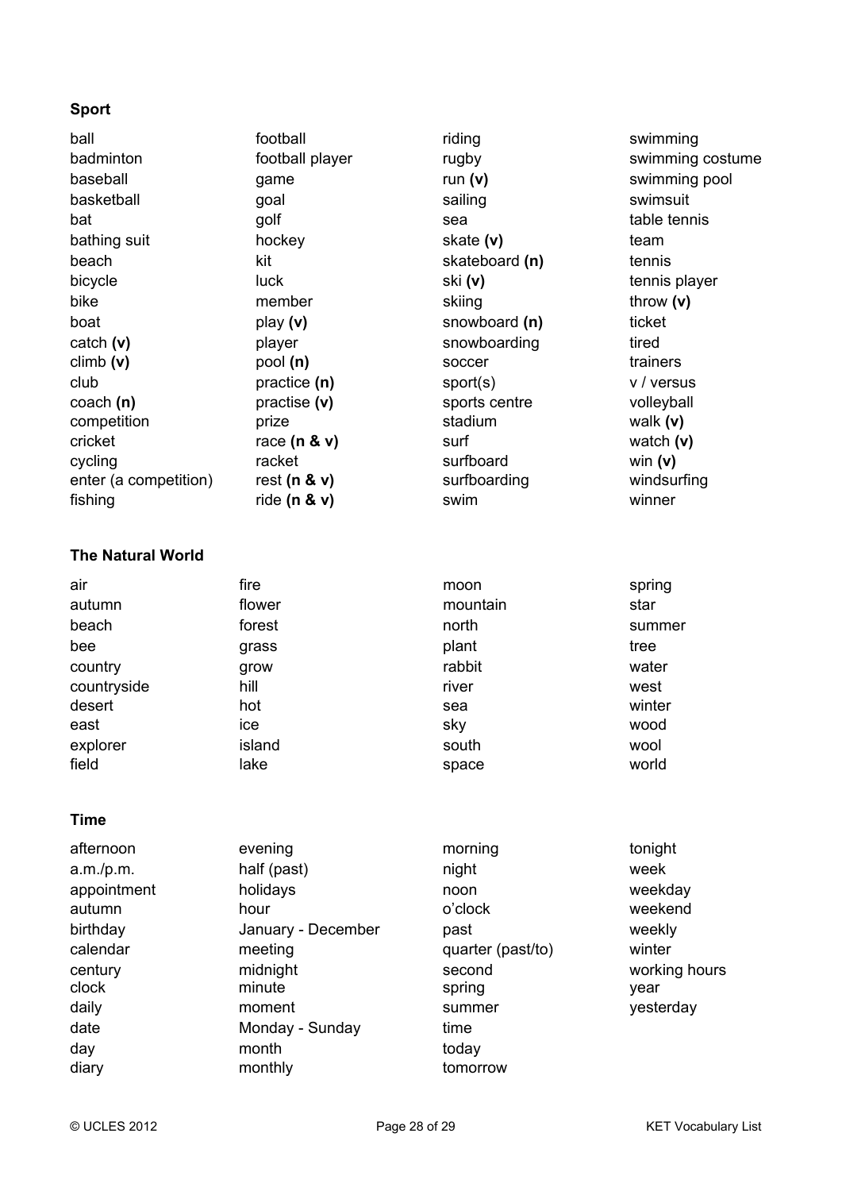**Sport**

ball
badminton
baseball
basketball
bat
bathing suit
beach
bicycle
bike
boat
catch **(v)**
climb **(v)**
club
coach **(n)**
competition
cricket
cycling
enter (a competition)
fishing
football
football player
game
goal
golf
hockey
kit
luck
member
play **(v)**
player
pool **(n)**
practice **(n)**
practise **(v)**
prize
race **(n & v)**
racket
rest **(n & v)**
ride **(n & v)**
riding
rugby
run **(v)**
sailing
sea
skate **(v)**
skateboard **(n)**
ski **(v)**
skiing
snowboard **(n)**
snowboarding
soccer
sport(s)
sports centre
stadium
surf
surfboard
surfboarding
swim
swimming
swimming costume
swimming pool
swimsuit
table tennis
team
tennis
tennis player
throw **(v)**
ticket
tired
trainers
v / versus
volleyball
walk **(v)**
watch **(v)**
win **(v)**
windsurfing
winner

**The Natural World**

air
autumn
beach
bee
country
countryside
desert
east
explorer
field
fire
flower
forest
grass
grow
hill
hot
ice
island
lake
moon
mountain
north
plant
rabbit
river
sea
sky
south
space
spring
star
summer
tree
water
west
winter
wood
wool
world

**Time**

afternoon
a.m./p.m.
appointment
autumn
birthday
calendar
century
clock
daily
date
day
diary
evening
half (past)
holidays
hour
January - December
meeting
midnight
minute
moment
Monday - Sunday
month
monthly
morning
night
noon
o'clock
past
quarter (past/to)
second
spring
summer
time
today
tomorrow
tonight
week
weekday
weekend
weekly
winter
working hours
year
yesterday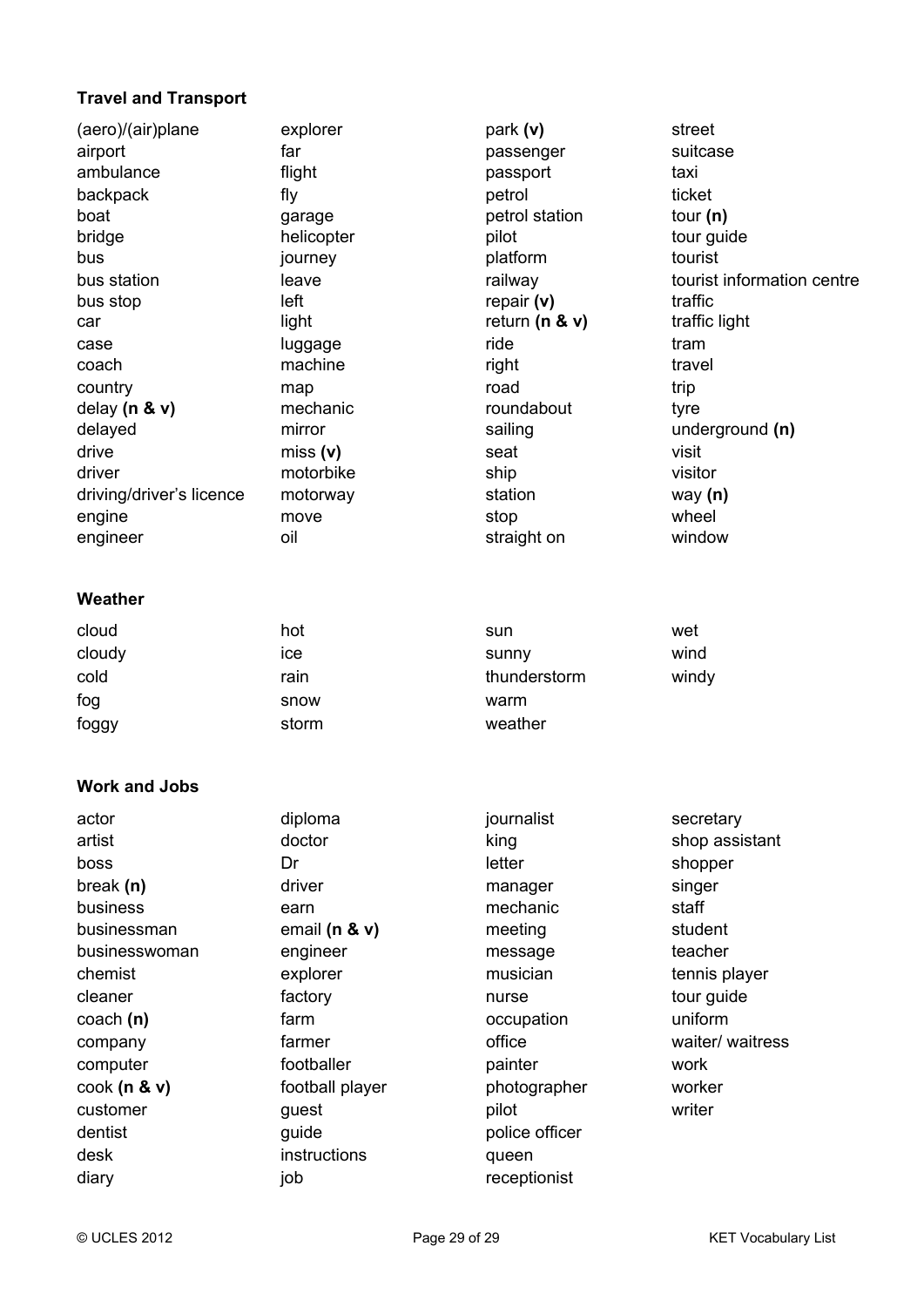**Travel and Transport**

(aero)/(air)plane
airport
ambulance
backpack
boat
bridge
bus
bus station
bus stop
car
case
coach
country
delay **(n & v)**
delayed
drive
driver
driving/driver's licence
engine
engineer
explorer
far
flight
fly
garage
helicopter
journey
leave
left
light
luggage
machine
map
mechanic
mirror
miss **(v)**
motorbike
motorway
move
oil
park **(v)**
passenger
passport
petrol
petrol station
pilot
platform
railway
repair **(v)**
return **(n & v)**
ride
right
road
roundabout
sailing
seat
ship
station
stop
straight on
street
suitcase
taxi
ticket
tour **(n)**
tour guide
tourist
tourist information centre
traffic
traffic light
tram
travel
trip
tyre
underground **(n)**
visit
visitor
way **(n)**
wheel
window

**Weather**

cloud
cloudy
cold
fog
foggy
hot
ice
rain
snow
storm
sun
sunny
thunderstorm
warm
weather
wet
wind
windy

**Work and Jobs**

actor
artist
boss
break **(n)**
business
businessman
businesswoman
chemist
cleaner
coach **(n)**
company
computer
cook **(n & v)**
customer
dentist
desk
diary
diploma
doctor
Dr
driver
earn
email **(n & v)**
engineer
explorer
factory
farm
farmer
footballer
football player
guest
guide
instructions
job
journalist
king
letter
manager
mechanic
meeting
message
musician
nurse
occupation
office
painter
photographer
pilot
police officer
queen
receptionist
secretary
shop assistant
shopper
singer
staff
student
teacher
tennis player
tour guide
uniform
waiter/ waitress
work
worker
writer